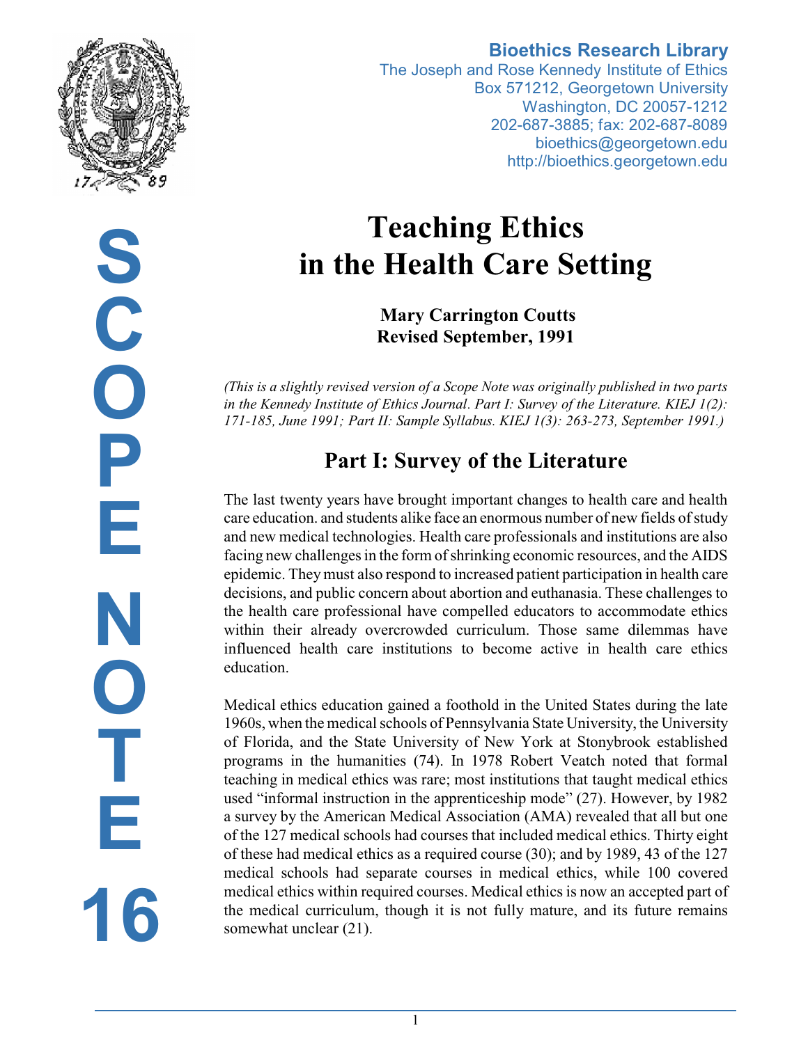**Bioethics Research Library**
The Joseph and Rose Kennedy Institute of Ethics
Box 571212, Georgetown University
Washington, DC 20057-1212
202-687-3885; fax: 202-687-8089
bioethics@georgetown.edu
http://bioethics.georgetown.edu

SCOPE NOTE 16

# Teaching Ethics in the Health Care Setting

**Mary Carrington Coutts**
**Revised September, 1991**

*(This is a slightly revised version of a Scope Note was originally published in two parts in the Kennedy Institute of Ethics Journal. Part I: Survey of the Literature. KIEJ 1(2): 171-185, June 1991; Part II: Sample Syllabus. KIEJ 1(3): 263-273, September 1991.)*

## Part I: Survey of the Literature

The last twenty years have brought important changes to health care and health care education. and students alike face an enormous number of new fields of study and new medical technologies. Health care professionals and institutions are also facing new challenges in the form of shrinking economic resources, and the AIDS epidemic. They must also respond to increased patient participation in health care decisions, and public concern about abortion and euthanasia. These challenges to the health care professional have compelled educators to accommodate ethics within their already overcrowded curriculum. Those same dilemmas have influenced health care institutions to become active in health care ethics education.

Medical ethics education gained a foothold in the United States during the late 1960s, when the medical schools of Pennsylvania State University, the University of Florida, and the State University of New York at Stonybrook established programs in the humanities (74). In 1978 Robert Veatch noted that formal teaching in medical ethics was rare; most institutions that taught medical ethics used "informal instruction in the apprenticeship mode" (27). However, by 1982 a survey by the American Medical Association (AMA) revealed that all but one of the 127 medical schools had courses that included medical ethics. Thirty eight of these had medical ethics as a required course (30); and by 1989, 43 of the 127 medical schools had separate courses in medical ethics, while 100 covered medical ethics within required courses. Medical ethics is now an accepted part of the medical curriculum, though it is not fully mature, and its future remains somewhat unclear (21).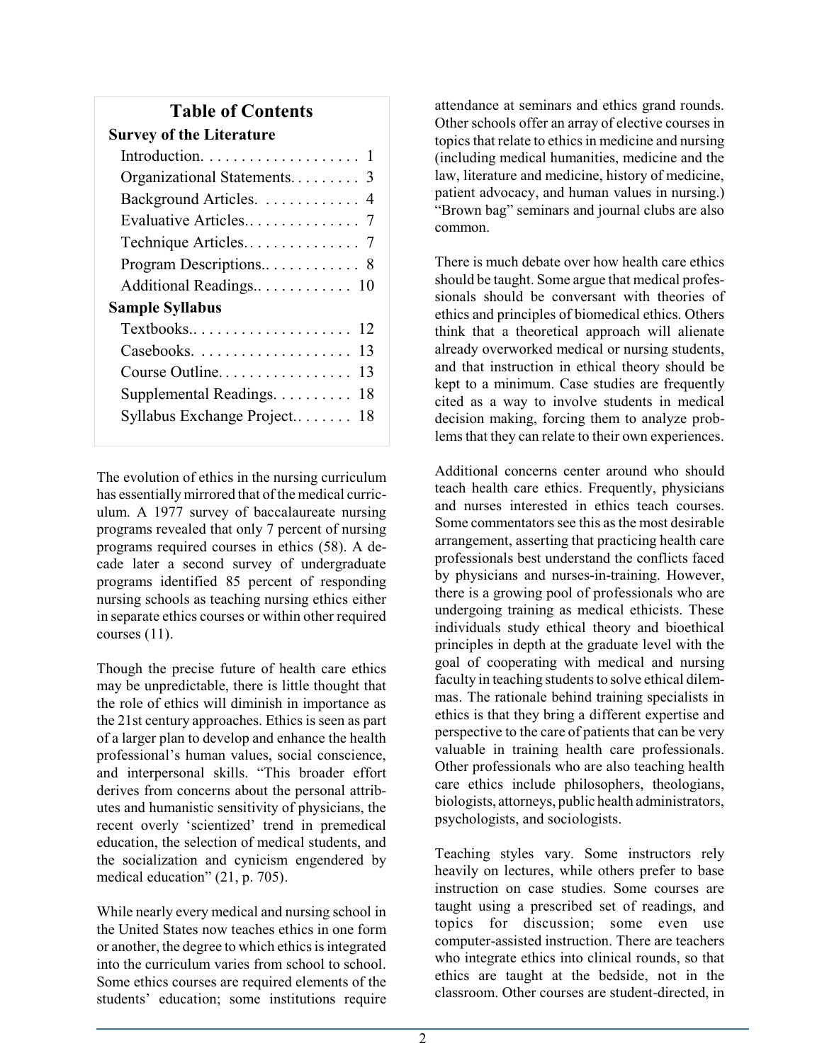## Table of Contents

**Survey of the Literature**

| | |
|---|---|
| Introduction | 1 |
| Organizational Statements | 3 |
| Background Articles | 4 |
| Evaluative Articles | 7 |
| Technique Articles | 7 |
| Program Descriptions | 8 |
| Additional Readings | 10 |

**Sample Syllabus**

| | |
|---|---|
| Textbooks | 12 |
| Casebooks | 13 |
| Course Outline | 13 |
| Supplemental Readings | 18 |
| Syllabus Exchange Project | 18 |

The evolution of ethics in the nursing curriculum has essentially mirrored that of the medical curriculum. A 1977 survey of baccalaureate nursing programs revealed that only 7 percent of nursing programs required courses in ethics (58). A decade later a second survey of undergraduate programs identified 85 percent of responding nursing schools as teaching nursing ethics either in separate ethics courses or within other required courses (11).

Though the precise future of health care ethics may be unpredictable, there is little thought that the role of ethics will diminish in importance as the 21st century approaches. Ethics is seen as part of a larger plan to develop and enhance the health professional's human values, social conscience, and interpersonal skills. "This broader effort derives from concerns about the personal attributes and humanistic sensitivity of physicians, the recent overly 'scientized' trend in premedical education, the selection of medical students, and the socialization and cynicism engendered by medical education" (21, p. 705).

While nearly every medical and nursing school in the United States now teaches ethics in one form or another, the degree to which ethics is integrated into the curriculum varies from school to school. Some ethics courses are required elements of the students' education; some institutions require attendance at seminars and ethics grand rounds. Other schools offer an array of elective courses in topics that relate to ethics in medicine and nursing (including medical humanities, medicine and the law, literature and medicine, history of medicine, patient advocacy, and human values in nursing.) "Brown bag" seminars and journal clubs are also common.

There is much debate over how health care ethics should be taught. Some argue that medical professionals should be conversant with theories of ethics and principles of biomedical ethics. Others think that a theoretical approach will alienate already overworked medical or nursing students, and that instruction in ethical theory should be kept to a minimum. Case studies are frequently cited as a way to involve students in medical decision making, forcing them to analyze problems that they can relate to their own experiences.

Additional concerns center around who should teach health care ethics. Frequently, physicians and nurses interested in ethics teach courses. Some commentators see this as the most desirable arrangement, asserting that practicing health care professionals best understand the conflicts faced by physicians and nurses-in-training. However, there is a growing pool of professionals who are undergoing training as medical ethicists. These individuals study ethical theory and bioethical principles in depth at the graduate level with the goal of cooperating with medical and nursing faculty in teaching students to solve ethical dilemmas. The rationale behind training specialists in ethics is that they bring a different expertise and perspective to the care of patients that can be very valuable in training health care professionals. Other professionals who are also teaching health care ethics include philosophers, theologians, biologists, attorneys, public health administrators, psychologists, and sociologists.

Teaching styles vary. Some instructors rely heavily on lectures, while others prefer to base instruction on case studies. Some courses are taught using a prescribed set of readings, and topics for discussion; some even use computer-assisted instruction. There are teachers who integrate ethics into clinical rounds, so that ethics are taught at the bedside, not in the classroom. Other courses are student-directed, in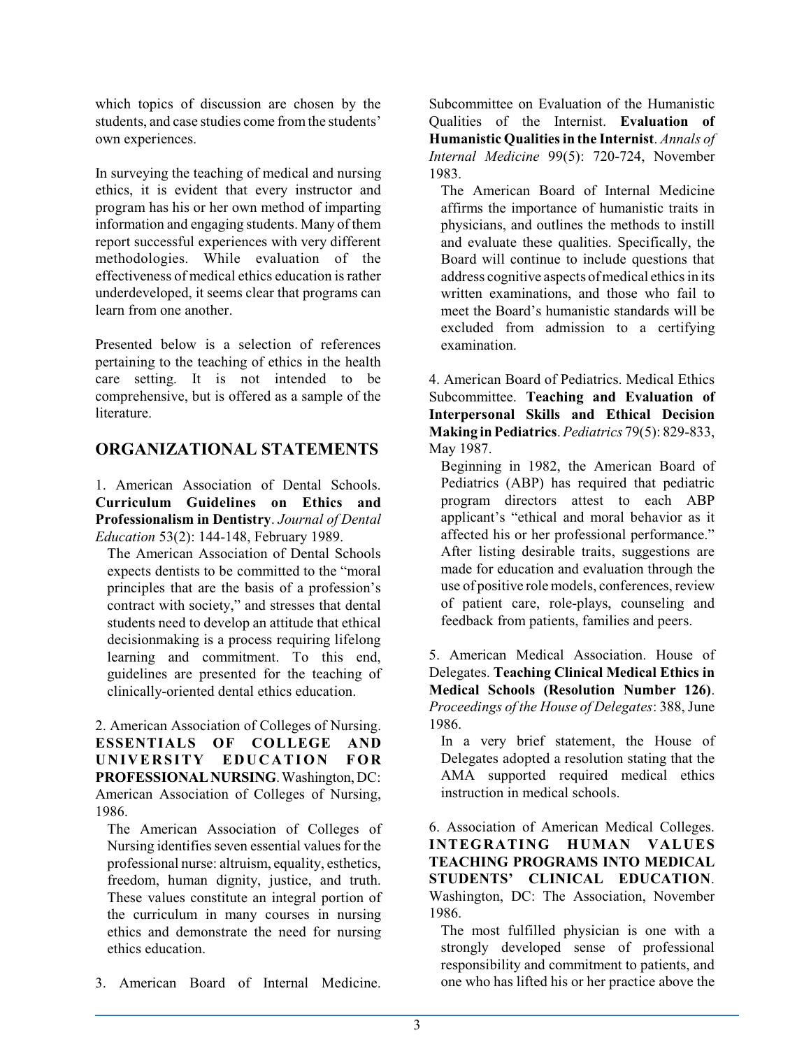which topics of discussion are chosen by the students, and case studies come from the students' own experiences.

In surveying the teaching of medical and nursing ethics, it is evident that every instructor and program has his or her own method of imparting information and engaging students. Many of them report successful experiences with very different methodologies. While evaluation of the effectiveness of medical ethics education is rather underdeveloped, it seems clear that programs can learn from one another.

Presented below is a selection of references pertaining to the teaching of ethics in the health care setting. It is not intended to be comprehensive, but is offered as a sample of the literature.

## ORGANIZATIONAL STATEMENTS

1. American Association of Dental Schools. **Curriculum Guidelines on Ethics and Professionalism in Dentistry**. *Journal of Dental Education* 53(2): 144-148, February 1989.

   The American Association of Dental Schools expects dentists to be committed to the "moral principles that are the basis of a profession's contract with society," and stresses that dental students need to develop an attitude that ethical decisionmaking is a process requiring lifelong learning and commitment. To this end, guidelines are presented for the teaching of clinically-oriented dental ethics education.

2. American Association of Colleges of Nursing. **ESSENTIALS OF COLLEGE AND UNIVERSITY EDUCATION FOR PROFESSIONAL NURSING**. Washington, DC: American Association of Colleges of Nursing, 1986.

   The American Association of Colleges of Nursing identifies seven essential values for the professional nurse: altruism, equality, esthetics, freedom, human dignity, justice, and truth. These values constitute an integral portion of the curriculum in many courses in nursing ethics and demonstrate the need for nursing ethics education.

3. American Board of Internal Medicine. Subcommittee on Evaluation of the Humanistic Qualities of the Internist. **Evaluation of Humanistic Qualities in the Internist**. *Annals of Internal Medicine* 99(5): 720-724, November 1983.

   The American Board of Internal Medicine affirms the importance of humanistic traits in physicians, and outlines the methods to instill and evaluate these qualities. Specifically, the Board will continue to include questions that address cognitive aspects of medical ethics in its written examinations, and those who fail to meet the Board's humanistic standards will be excluded from admission to a certifying examination.

4. American Board of Pediatrics. Medical Ethics Subcommittee. **Teaching and Evaluation of Interpersonal Skills and Ethical Decision Making in Pediatrics**. *Pediatrics* 79(5): 829-833, May 1987.

   Beginning in 1982, the American Board of Pediatrics (ABP) has required that pediatric program directors attest to each ABP applicant's "ethical and moral behavior as it affected his or her professional performance." After listing desirable traits, suggestions are made for education and evaluation through the use of positive role models, conferences, review of patient care, role-plays, counseling and feedback from patients, families and peers.

5. American Medical Association. House of Delegates. **Teaching Clinical Medical Ethics in Medical Schools (Resolution Number 126)**. *Proceedings of the House of Delegates*: 388, June 1986.

   In a very brief statement, the House of Delegates adopted a resolution stating that the AMA supported required medical ethics instruction in medical schools.

6. Association of American Medical Colleges. **INTEGRATING HUMAN VALUES TEACHING PROGRAMS INTO MEDICAL STUDENTS' CLINICAL EDUCATION**. Washington, DC: The Association, November 1986.

   The most fulfilled physician is one with a strongly developed sense of professional responsibility and commitment to patients, and one who has lifted his or her practice above the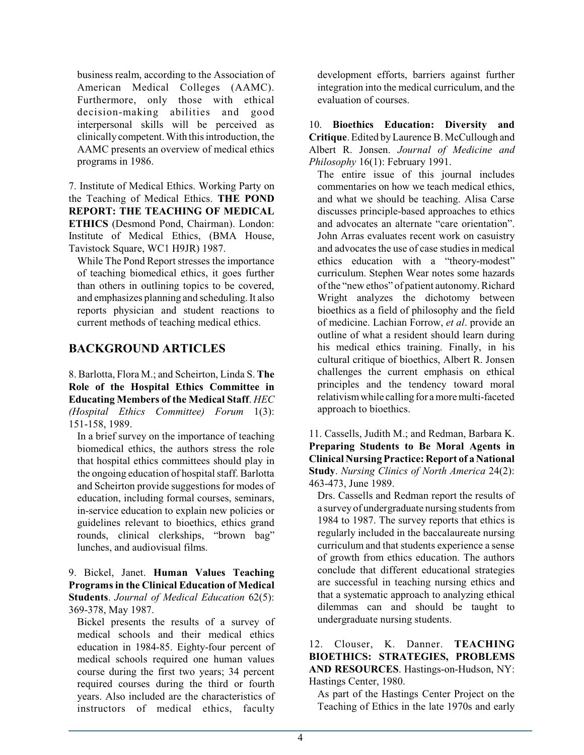business realm, according to the Association of American Medical Colleges (AAMC). Furthermore, only those with ethical decision-making abilities and good interpersonal skills will be perceived as clinically competent. With this introduction, the AAMC presents an overview of medical ethics programs in 1986.

7. Institute of Medical Ethics. Working Party on the Teaching of Medical Ethics. **THE POND REPORT: THE TEACHING OF MEDICAL ETHICS** (Desmond Pond, Chairman). London: Institute of Medical Ethics, (BMA House, Tavistock Square, WC1 H9JR) 1987.

While The Pond Report stresses the importance of teaching biomedical ethics, it goes further than others in outlining topics to be covered, and emphasizes planning and scheduling. It also reports physician and student reactions to current methods of teaching medical ethics.

## BACKGROUND ARTICLES

8. Barlotta, Flora M.; and Scheirton, Linda S. **The Role of the Hospital Ethics Committee in Educating Members of the Medical Staff**. *HEC (Hospital Ethics Committee) Forum* 1(3): 151-158, 1989.

In a brief survey on the importance of teaching biomedical ethics, the authors stress the role that hospital ethics committees should play in the ongoing education of hospital staff. Barlotta and Scheirton provide suggestions for modes of education, including formal courses, seminars, in-service education to explain new policies or guidelines relevant to bioethics, ethics grand rounds, clinical clerkships, "brown bag" lunches, and audiovisual films.

9. Bickel, Janet. **Human Values Teaching Programs in the Clinical Education of Medical Students**. *Journal of Medical Education* 62(5): 369-378, May 1987.

Bickel presents the results of a survey of medical schools and their medical ethics education in 1984-85. Eighty-four percent of medical schools required one human values course during the first two years; 34 percent required courses during the third or fourth years. Also included are the characteristics of instructors of medical ethics, faculty development efforts, barriers against further integration into the medical curriculum, and the evaluation of courses.

10. **Bioethics Education: Diversity and Critique**. Edited by Laurence B. McCullough and Albert R. Jonsen. *Journal of Medicine and Philosophy* 16(1): February 1991.

The entire issue of this journal includes commentaries on how we teach medical ethics, and what we should be teaching. Alisa Carse discusses principle-based approaches to ethics and advocates an alternate "care orientation". John Arras evaluates recent work on casuistry and advocates the use of case studies in medical ethics education with a "theory-modest" curriculum. Stephen Wear notes some hazards of the "new ethos" of patient autonomy. Richard Wright analyzes the dichotomy between bioethics as a field of philosophy and the field of medicine. Lachian Forrow, *et al*. provide an outline of what a resident should learn during his medical ethics training. Finally, in his cultural critique of bioethics, Albert R. Jonsen challenges the current emphasis on ethical principles and the tendency toward moral relativism while calling for a more multi-faceted approach to bioethics.

11. Cassells, Judith M.; and Redman, Barbara K. **Preparing Students to Be Moral Agents in Clinical Nursing Practice: Report of a National Study**. *Nursing Clinics of North America* 24(2): 463-473, June 1989.

Drs. Cassells and Redman report the results of a survey of undergraduate nursing students from 1984 to 1987. The survey reports that ethics is regularly included in the baccalaureate nursing curriculum and that students experience a sense of growth from ethics education. The authors conclude that different educational strategies are successful in teaching nursing ethics and that a systematic approach to analyzing ethical dilemmas can and should be taught to undergraduate nursing students.

12. Clouser, K. Danner. **TEACHING BIOETHICS: STRATEGIES, PROBLEMS AND RESOURCES**. Hastings-on-Hudson, NY: Hastings Center, 1980.

As part of the Hastings Center Project on the Teaching of Ethics in the late 1970s and early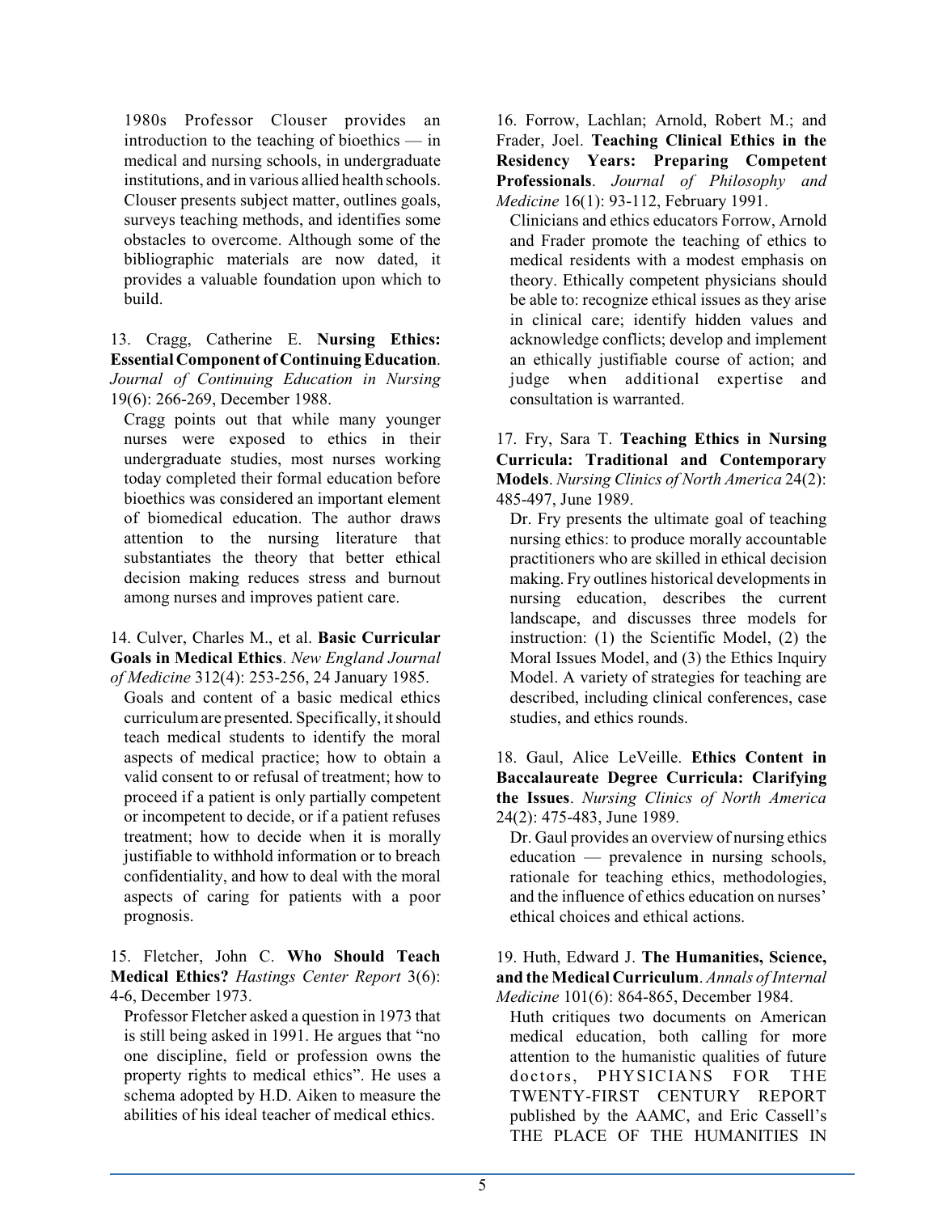1980s Professor Clouser provides an introduction to the teaching of bioethics — in medical and nursing schools, in undergraduate institutions, and in various allied health schools. Clouser presents subject matter, outlines goals, surveys teaching methods, and identifies some obstacles to overcome. Although some of the bibliographic materials are now dated, it provides a valuable foundation upon which to build.

13. Cragg, Catherine E. **Nursing Ethics: Essential Component of Continuing Education**. *Journal of Continuing Education in Nursing* 19(6): 266-269, December 1988.

Cragg points out that while many younger nurses were exposed to ethics in their undergraduate studies, most nurses working today completed their formal education before bioethics was considered an important element of biomedical education. The author draws attention to the nursing literature that substantiates the theory that better ethical decision making reduces stress and burnout among nurses and improves patient care.

14. Culver, Charles M., et al. **Basic Curricular Goals in Medical Ethics**. *New England Journal of Medicine* 312(4): 253-256, 24 January 1985.

Goals and content of a basic medical ethics curriculum are presented. Specifically, it should teach medical students to identify the moral aspects of medical practice; how to obtain a valid consent to or refusal of treatment; how to proceed if a patient is only partially competent or incompetent to decide, or if a patient refuses treatment; how to decide when it is morally justifiable to withhold information or to breach confidentiality, and how to deal with the moral aspects of caring for patients with a poor prognosis.

15. Fletcher, John C. **Who Should Teach Medical Ethics?** *Hastings Center Report* 3(6): 4-6, December 1973.

Professor Fletcher asked a question in 1973 that is still being asked in 1991. He argues that "no one discipline, field or profession owns the property rights to medical ethics". He uses a schema adopted by H.D. Aiken to measure the abilities of his ideal teacher of medical ethics.

16. Forrow, Lachlan; Arnold, Robert M.; and Frader, Joel. **Teaching Clinical Ethics in the Residency Years: Preparing Competent Professionals**. *Journal of Philosophy and Medicine* 16(1): 93-112, February 1991.

Clinicians and ethics educators Forrow, Arnold and Frader promote the teaching of ethics to medical residents with a modest emphasis on theory. Ethically competent physicians should be able to: recognize ethical issues as they arise in clinical care; identify hidden values and acknowledge conflicts; develop and implement an ethically justifiable course of action; and judge when additional expertise and consultation is warranted.

17. Fry, Sara T. **Teaching Ethics in Nursing Curricula: Traditional and Contemporary Models**. *Nursing Clinics of North America* 24(2): 485-497, June 1989.

Dr. Fry presents the ultimate goal of teaching nursing ethics: to produce morally accountable practitioners who are skilled in ethical decision making. Fry outlines historical developments in nursing education, describes the current landscape, and discusses three models for instruction: (1) the Scientific Model, (2) the Moral Issues Model, and (3) the Ethics Inquiry Model. A variety of strategies for teaching are described, including clinical conferences, case studies, and ethics rounds.

18. Gaul, Alice LeVeille. **Ethics Content in Baccalaureate Degree Curricula: Clarifying the Issues**. *Nursing Clinics of North America* 24(2): 475-483, June 1989.

Dr. Gaul provides an overview of nursing ethics education — prevalence in nursing schools, rationale for teaching ethics, methodologies, and the influence of ethics education on nurses' ethical choices and ethical actions.

19. Huth, Edward J. **The Humanities, Science, and the Medical Curriculum**. *Annals of Internal Medicine* 101(6): 864-865, December 1984.

Huth critiques two documents on American medical education, both calling for more attention to the humanistic qualities of future doctors, PHYSICIANS FOR THE TWENTY-FIRST CENTURY REPORT published by the AAMC, and Eric Cassell's THE PLACE OF THE HUMANITIES IN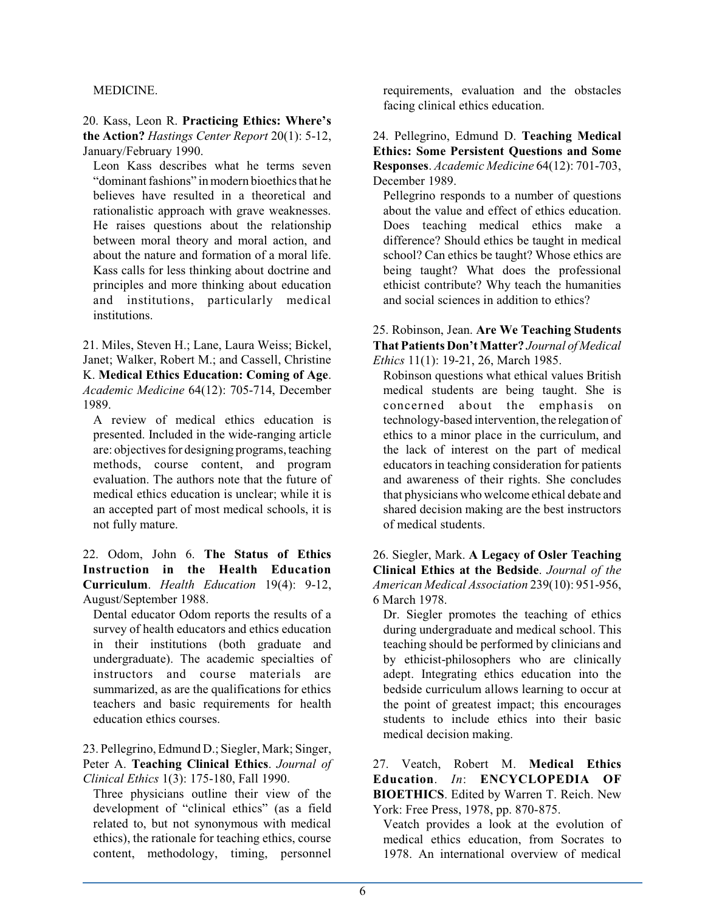MEDICINE.

20. Kass, Leon R. **Practicing Ethics: Where's the Action?** *Hastings Center Report* 20(1): 5-12, January/February 1990.

Leon Kass describes what he terms seven "dominant fashions" in modern bioethics that he believes have resulted in a theoretical and rationalistic approach with grave weaknesses. He raises questions about the relationship between moral theory and moral action, and about the nature and formation of a moral life. Kass calls for less thinking about doctrine and principles and more thinking about education and institutions, particularly medical institutions.

21. Miles, Steven H.; Lane, Laura Weiss; Bickel, Janet; Walker, Robert M.; and Cassell, Christine K. **Medical Ethics Education: Coming of Age**. *Academic Medicine* 64(12): 705-714, December 1989.

A review of medical ethics education is presented. Included in the wide-ranging article are: objectives for designing programs, teaching methods, course content, and program evaluation. The authors note that the future of medical ethics education is unclear; while it is an accepted part of most medical schools, it is not fully mature.

22. Odom, John 6. **The Status of Ethics Instruction in the Health Education Curriculum**. *Health Education* 19(4): 9-12, August/September 1988.

Dental educator Odom reports the results of a survey of health educators and ethics education in their institutions (both graduate and undergraduate). The academic specialties of instructors and course materials are summarized, as are the qualifications for ethics teachers and basic requirements for health education ethics courses.

23. Pellegrino, Edmund D.; Siegler, Mark; Singer, Peter A. **Teaching Clinical Ethics**. *Journal of Clinical Ethics* 1(3): 175-180, Fall 1990.

Three physicians outline their view of the development of "clinical ethics" (as a field related to, but not synonymous with medical ethics), the rationale for teaching ethics, course content, methodology, timing, personnel requirements, evaluation and the obstacles facing clinical ethics education.

24. Pellegrino, Edmund D. **Teaching Medical Ethics: Some Persistent Questions and Some Responses**. *Academic Medicine* 64(12): 701-703, December 1989.

Pellegrino responds to a number of questions about the value and effect of ethics education. Does teaching medical ethics make a difference? Should ethics be taught in medical school? Can ethics be taught? Whose ethics are being taught? What does the professional ethicist contribute? Why teach the humanities and social sciences in addition to ethics?

25. Robinson, Jean. **Are We Teaching Students That Patients Don't Matter?** *Journal of Medical Ethics* 11(1): 19-21, 26, March 1985.

Robinson questions what ethical values British medical students are being taught. She is concerned about the emphasis on technology-based intervention, the relegation of ethics to a minor place in the curriculum, and the lack of interest on the part of medical educators in teaching consideration for patients and awareness of their rights. She concludes that physicians who welcome ethical debate and shared decision making are the best instructors of medical students.

26. Siegler, Mark. **A Legacy of Osler Teaching Clinical Ethics at the Bedside**. *Journal of the American Medical Association* 239(10): 951-956, 6 March 1978.

Dr. Siegler promotes the teaching of ethics during undergraduate and medical school. This teaching should be performed by clinicians and by ethicist-philosophers who are clinically adept. Integrating ethics education into the bedside curriculum allows learning to occur at the point of greatest impact; this encourages students to include ethics into their basic medical decision making.

27. Veatch, Robert M. **Medical Ethics Education**. *In*: **ENCYCLOPEDIA OF BIOETHICS**. Edited by Warren T. Reich. New York: Free Press, 1978, pp. 870-875.

Veatch provides a look at the evolution of medical ethics education, from Socrates to 1978. An international overview of medical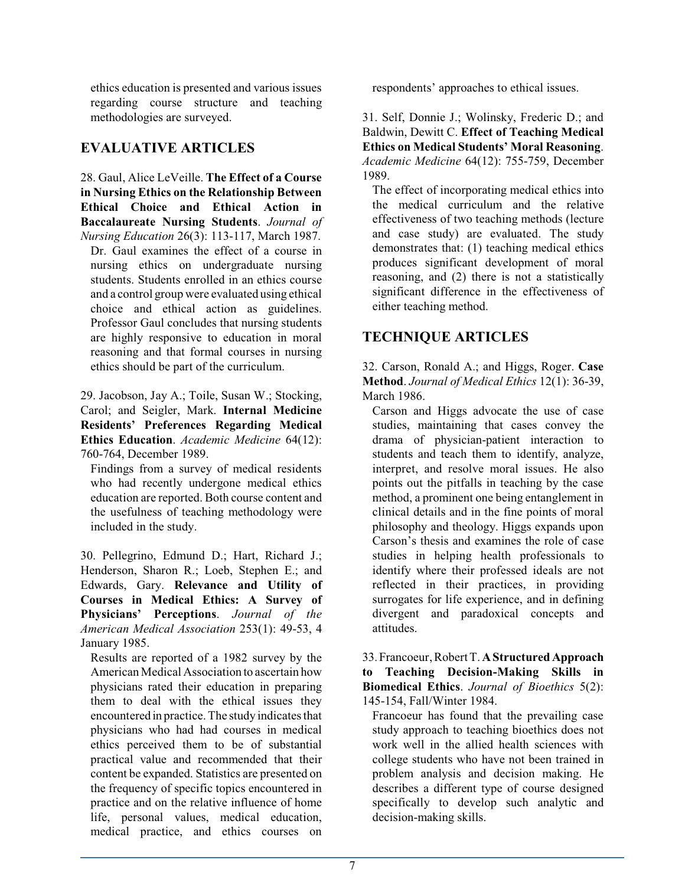ethics education is presented and various issues regarding course structure and teaching methodologies are surveyed.

## EVALUATIVE ARTICLES

28. Gaul, Alice LeVeille. **The Effect of a Course in Nursing Ethics on the Relationship Between Ethical Choice and Ethical Action in Baccalaureate Nursing Students**. *Journal of Nursing Education* 26(3): 113-117, March 1987.

Dr. Gaul examines the effect of a course in nursing ethics on undergraduate nursing students. Students enrolled in an ethics course and a control group were evaluated using ethical choice and ethical action as guidelines. Professor Gaul concludes that nursing students are highly responsive to education in moral reasoning and that formal courses in nursing ethics should be part of the curriculum.

29. Jacobson, Jay A.; Toile, Susan W.; Stocking, Carol; and Seigler, Mark. **Internal Medicine Residents' Preferences Regarding Medical Ethics Education**. *Academic Medicine* 64(12): 760-764, December 1989.

Findings from a survey of medical residents who had recently undergone medical ethics education are reported. Both course content and the usefulness of teaching methodology were included in the study.

30. Pellegrino, Edmund D.; Hart, Richard J.; Henderson, Sharon R.; Loeb, Stephen E.; and Edwards, Gary. **Relevance and Utility of Courses in Medical Ethics: A Survey of Physicians' Perceptions**. *Journal of the American Medical Association* 253(1): 49-53, 4 January 1985.

Results are reported of a 1982 survey by the American Medical Association to ascertain how physicians rated their education in preparing them to deal with the ethical issues they encountered in practice. The study indicates that physicians who had had courses in medical ethics perceived them to be of substantial practical value and recommended that their content be expanded. Statistics are presented on the frequency of specific topics encountered in practice and on the relative influence of home life, personal values, medical education, medical practice, and ethics courses on respondents' approaches to ethical issues.

31. Self, Donnie J.; Wolinsky, Frederic D.; and Baldwin, Dewitt C. **Effect of Teaching Medical Ethics on Medical Students' Moral Reasoning**. *Academic Medicine* 64(12): 755-759, December 1989.

The effect of incorporating medical ethics into the medical curriculum and the relative effectiveness of two teaching methods (lecture and case study) are evaluated. The study demonstrates that: (1) teaching medical ethics produces significant development of moral reasoning, and (2) there is not a statistically significant difference in the effectiveness of either teaching method.

## TECHNIQUE ARTICLES

32. Carson, Ronald A.; and Higgs, Roger. **Case Method**. *Journal of Medical Ethics* 12(1): 36-39, March 1986.

Carson and Higgs advocate the use of case studies, maintaining that cases convey the drama of physician-patient interaction to students and teach them to identify, analyze, interpret, and resolve moral issues. He also points out the pitfalls in teaching by the case method, a prominent one being entanglement in clinical details and in the fine points of moral philosophy and theology. Higgs expands upon Carson's thesis and examines the role of case studies in helping health professionals to identify where their professed ideals are not reflected in their practices, in providing surrogates for life experience, and in defining divergent and paradoxical concepts and attitudes.

33. Francoeur, Robert T. **A Structured Approach to Teaching Decision-Making Skills in Biomedical Ethics**. *Journal of Bioethics* 5(2): 145-154, Fall/Winter 1984.

Francoeur has found that the prevailing case study approach to teaching bioethics does not work well in the allied health sciences with college students who have not been trained in problem analysis and decision making. He describes a different type of course designed specifically to develop such analytic and decision-making skills.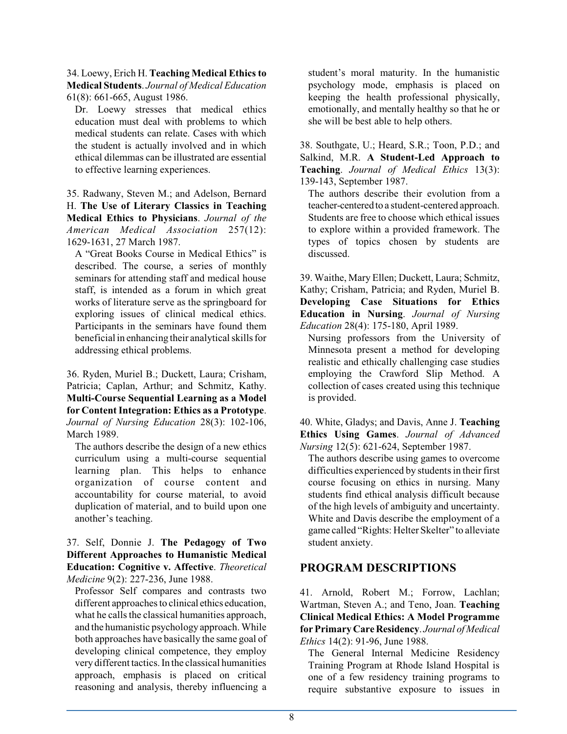34. Loewy, Erich H. **Teaching Medical Ethics to Medical Students**. *Journal of Medical Education* 61(8): 661-665, August 1986.

Dr. Loewy stresses that medical ethics education must deal with problems to which medical students can relate. Cases with which the student is actually involved and in which ethical dilemmas can be illustrated are essential to effective learning experiences.

35. Radwany, Steven M.; and Adelson, Bernard H. **The Use of Literary Classics in Teaching Medical Ethics to Physicians**. *Journal of the American Medical Association* 257(12): 1629-1631, 27 March 1987.

A "Great Books Course in Medical Ethics" is described. The course, a series of monthly seminars for attending staff and medical house staff, is intended as a forum in which great works of literature serve as the springboard for exploring issues of clinical medical ethics. Participants in the seminars have found them beneficial in enhancing their analytical skills for addressing ethical problems.

36. Ryden, Muriel B.; Duckett, Laura; Crisham, Patricia; Caplan, Arthur; and Schmitz, Kathy. **Multi-Course Sequential Learning as a Model for Content Integration: Ethics as a Prototype**. *Journal of Nursing Education* 28(3): 102-106, March 1989.

The authors describe the design of a new ethics curriculum using a multi-course sequential learning plan. This helps to enhance organization of course content and accountability for course material, to avoid duplication of material, and to build upon one another's teaching.

37. Self, Donnie J. **The Pedagogy of Two Different Approaches to Humanistic Medical Education: Cognitive v. Affective**. *Theoretical Medicine* 9(2): 227-236, June 1988.

Professor Self compares and contrasts two different approaches to clinical ethics education, what he calls the classical humanities approach, and the humanistic psychology approach. While both approaches have basically the same goal of developing clinical competence, they employ very different tactics. In the classical humanities approach, emphasis is placed on critical reasoning and analysis, thereby influencing a student's moral maturity. In the humanistic psychology mode, emphasis is placed on keeping the health professional physically, emotionally, and mentally healthy so that he or she will be best able to help others.

38. Southgate, U.; Heard, S.R.; Toon, P.D.; and Salkind, M.R. **A Student-Led Approach to Teaching**. *Journal of Medical Ethics* 13(3): 139-143, September 1987.

The authors describe their evolution from a teacher-centered to a student-centered approach. Students are free to choose which ethical issues to explore within a provided framework. The types of topics chosen by students are discussed.

39. Waithe, Mary Ellen; Duckett, Laura; Schmitz, Kathy; Crisham, Patricia; and Ryden, Muriel B. **Developing Case Situations for Ethics Education in Nursing**. *Journal of Nursing Education* 28(4): 175-180, April 1989.

Nursing professors from the University of Minnesota present a method for developing realistic and ethically challenging case studies employing the Crawford Slip Method. A collection of cases created using this technique is provided.

40. White, Gladys; and Davis, Anne J. **Teaching Ethics Using Games**. *Journal of Advanced Nursing* 12(5): 621-624, September 1987.

The authors describe using games to overcome difficulties experienced by students in their first course focusing on ethics in nursing. Many students find ethical analysis difficult because of the high levels of ambiguity and uncertainty. White and Davis describe the employment of a game called "Rights: Helter Skelter" to alleviate student anxiety.

## PROGRAM DESCRIPTIONS

41. Arnold, Robert M.; Forrow, Lachlan; Wartman, Steven A.; and Teno, Joan. **Teaching Clinical Medical Ethics: A Model Programme for Primary Care Residency**. *Journal of Medical Ethics* 14(2): 91-96, June 1988.

The General Internal Medicine Residency Training Program at Rhode Island Hospital is one of a few residency training programs to require substantive exposure to issues in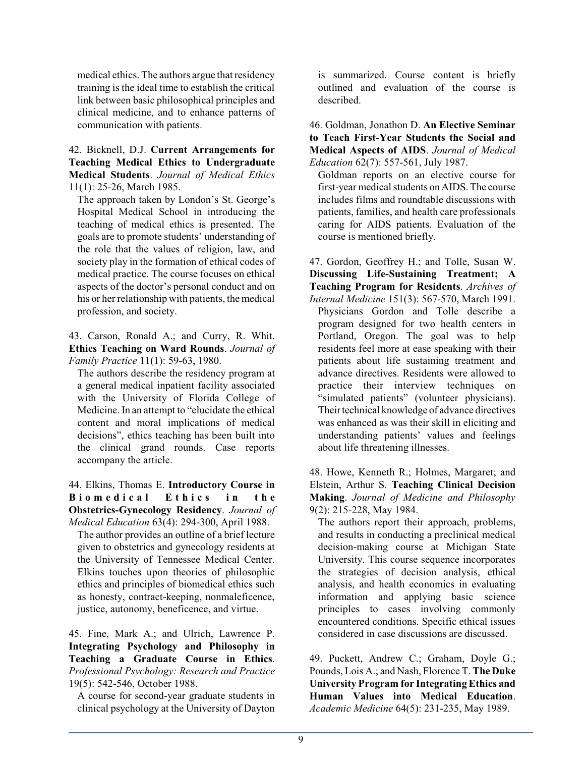medical ethics. The authors argue that residency training is the ideal time to establish the critical link between basic philosophical principles and clinical medicine, and to enhance patterns of communication with patients.

42. Bicknell, D.J. **Current Arrangements for Teaching Medical Ethics to Undergraduate Medical Students**. *Journal of Medical Ethics* 11(1): 25-26, March 1985.

The approach taken by London's St. George's Hospital Medical School in introducing the teaching of medical ethics is presented. The goals are to promote students' understanding of the role that the values of religion, law, and society play in the formation of ethical codes of medical practice. The course focuses on ethical aspects of the doctor's personal conduct and on his or her relationship with patients, the medical profession, and society.

43. Carson, Ronald A.; and Curry, R. Whit. **Ethics Teaching on Ward Rounds**. *Journal of Family Practice* 11(1): 59-63, 1980.

The authors describe the residency program at a general medical inpatient facility associated with the University of Florida College of Medicine. In an attempt to "elucidate the ethical content and moral implications of medical decisions", ethics teaching has been built into the clinical grand rounds. Case reports accompany the article.

44. Elkins, Thomas E. **Introductory Course in Biomedical Ethics in the Obstetrics-Gynecology Residency**. *Journal of Medical Education* 63(4): 294-300, April 1988.

The author provides an outline of a brief lecture given to obstetrics and gynecology residents at the University of Tennessee Medical Center. Elkins touches upon theories of philosophic ethics and principles of biomedical ethics such as honesty, contract-keeping, nonmaleficence, justice, autonomy, beneficence, and virtue.

45. Fine, Mark A.; and Ulrich, Lawrence P. **Integrating Psychology and Philosophy in Teaching a Graduate Course in Ethics**. *Professional Psychology: Research and Practice* 19(5): 542-546, October 1988.

A course for second-year graduate students in clinical psychology at the University of Dayton is summarized. Course content is briefly outlined and evaluation of the course is described.

46. Goldman, Jonathon D. **An Elective Seminar to Teach First-Year Students the Social and Medical Aspects of AIDS**. *Journal of Medical Education* 62(7): 557-561, July 1987.

Goldman reports on an elective course for first-year medical students on AIDS. The course includes films and roundtable discussions with patients, families, and health care professionals caring for AIDS patients. Evaluation of the course is mentioned briefly.

47. Gordon, Geoffrey H.; and Tolle, Susan W. **Discussing Life-Sustaining Treatment; A Teaching Program for Residents**. *Archives of Internal Medicine* 151(3): 567-570, March 1991.

Physicians Gordon and Tolle describe a program designed for two health centers in Portland, Oregon. The goal was to help residents feel more at ease speaking with their patients about life sustaining treatment and advance directives. Residents were allowed to practice their interview techniques on "simulated patients" (volunteer physicians). Their technical knowledge of advance directives was enhanced as was their skill in eliciting and understanding patients' values and feelings about life threatening illnesses.

48. Howe, Kenneth R.; Holmes, Margaret; and Elstein, Arthur S. **Teaching Clinical Decision Making**. *Journal of Medicine and Philosophy* 9(2): 215-228, May 1984.

The authors report their approach, problems, and results in conducting a preclinical medical decision-making course at Michigan State University. This course sequence incorporates the strategies of decision analysis, ethical analysis, and health economics in evaluating information and applying basic science principles to cases involving commonly encountered conditions. Specific ethical issues considered in case discussions are discussed.

49. Puckett, Andrew C.; Graham, Doyle G.; Pounds, Lois A.; and Nash, Florence T. **The Duke University Program for Integrating Ethics and Human Values into Medical Education**. *Academic Medicine* 64(5): 231-235, May 1989.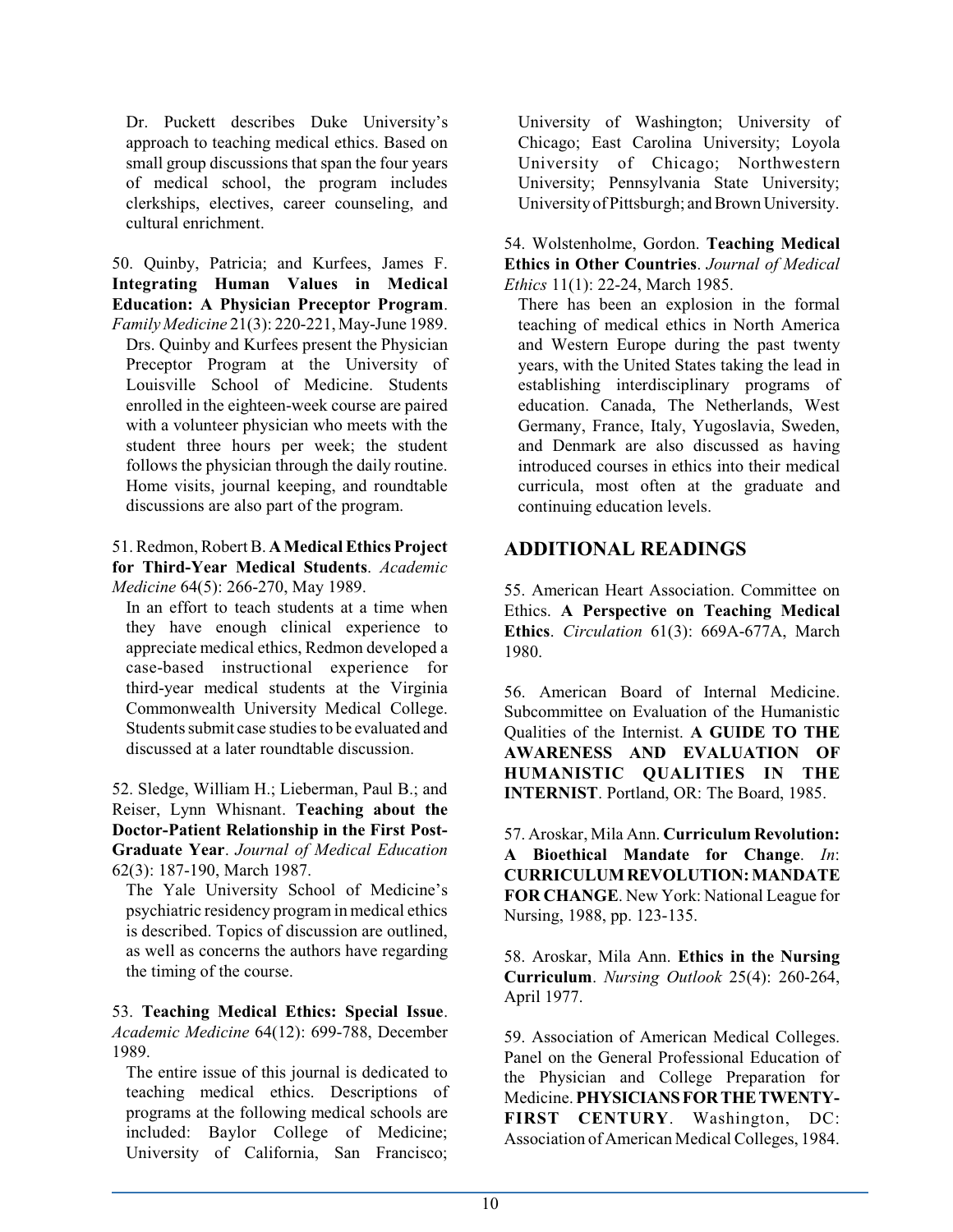Dr. Puckett describes Duke University's approach to teaching medical ethics. Based on small group discussions that span the four years of medical school, the program includes clerkships, electives, career counseling, and cultural enrichment.

50. Quinby, Patricia; and Kurfees, James F. **Integrating Human Values in Medical Education: A Physician Preceptor Program**. *Family Medicine* 21(3): 220-221, May-June 1989.

Drs. Quinby and Kurfees present the Physician Preceptor Program at the University of Louisville School of Medicine. Students enrolled in the eighteen-week course are paired with a volunteer physician who meets with the student three hours per week; the student follows the physician through the daily routine. Home visits, journal keeping, and roundtable discussions are also part of the program.

51. Redmon, Robert B. **A Medical Ethics Project for Third-Year Medical Students**. *Academic Medicine* 64(5): 266-270, May 1989.

In an effort to teach students at a time when they have enough clinical experience to appreciate medical ethics, Redmon developed a case-based instructional experience for third-year medical students at the Virginia Commonwealth University Medical College. Students submit case studies to be evaluated and discussed at a later roundtable discussion.

52. Sledge, William H.; Lieberman, Paul B.; and Reiser, Lynn Whisnant. **Teaching about the Doctor-Patient Relationship in the First Post-Graduate Year**. *Journal of Medical Education* 62(3): 187-190, March 1987.

The Yale University School of Medicine's psychiatric residency program in medical ethics is described. Topics of discussion are outlined, as well as concerns the authors have regarding the timing of the course.

53. **Teaching Medical Ethics: Special Issue**. *Academic Medicine* 64(12): 699-788, December 1989.

The entire issue of this journal is dedicated to teaching medical ethics. Descriptions of programs at the following medical schools are included: Baylor College of Medicine; University of California, San Francisco; University of Washington; University of Chicago; East Carolina University; Loyola University of Chicago; Northwestern University; Pennsylvania State University; University of Pittsburgh; and Brown University.

54. Wolstenholme, Gordon. **Teaching Medical Ethics in Other Countries**. *Journal of Medical Ethics* 11(1): 22-24, March 1985.

There has been an explosion in the formal teaching of medical ethics in North America and Western Europe during the past twenty years, with the United States taking the lead in establishing interdisciplinary programs of education. Canada, The Netherlands, West Germany, France, Italy, Yugoslavia, Sweden, and Denmark are also discussed as having introduced courses in ethics into their medical curricula, most often at the graduate and continuing education levels.

## ADDITIONAL READINGS

55. American Heart Association. Committee on Ethics. **A Perspective on Teaching Medical Ethics**. *Circulation* 61(3): 669A-677A, March 1980.

56. American Board of Internal Medicine. Subcommittee on Evaluation of the Humanistic Qualities of the Internist. **A GUIDE TO THE AWARENESS AND EVALUATION OF HUMANISTIC QUALITIES IN THE INTERNIST**. Portland, OR: The Board, 1985.

57. Aroskar, Mila Ann. **Curriculum Revolution: A Bioethical Mandate for Change**. *In*: **CURRICULUM REVOLUTION: MANDATE FOR CHANGE**. New York: National League for Nursing, 1988, pp. 123-135.

58. Aroskar, Mila Ann. **Ethics in the Nursing Curriculum**. *Nursing Outlook* 25(4): 260-264, April 1977.

59. Association of American Medical Colleges. Panel on the General Professional Education of the Physician and College Preparation for Medicine. **PHYSICIANS FOR THE TWENTY-FIRST CENTURY**. Washington, DC: Association of American Medical Colleges, 1984.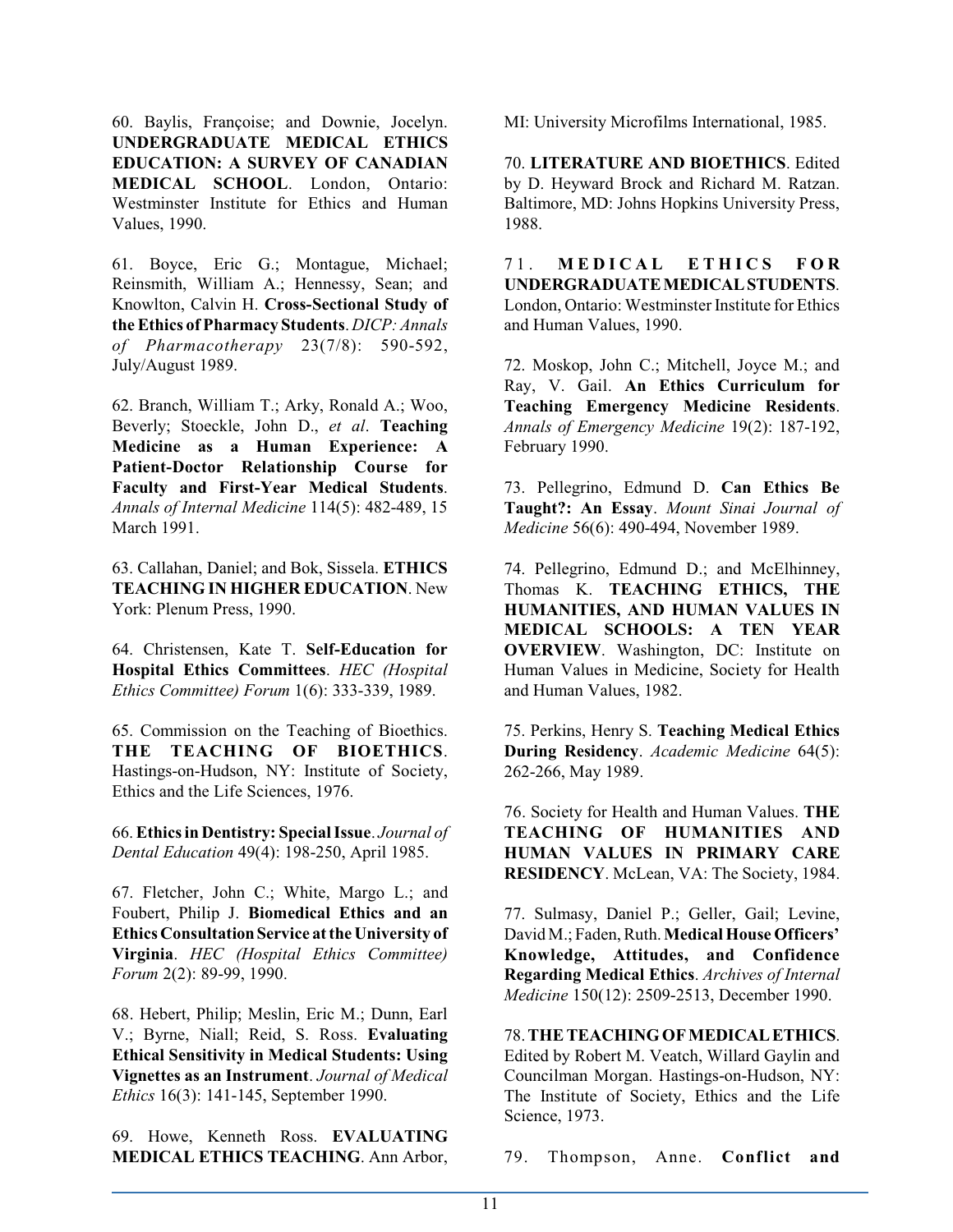60. Baylis, Françoise; and Downie, Jocelyn. **UNDERGRADUATE MEDICAL ETHICS EDUCATION: A SURVEY OF CANADIAN MEDICAL SCHOOL**. London, Ontario: Westminster Institute for Ethics and Human Values, 1990.

61. Boyce, Eric G.; Montague, Michael; Reinsmith, William A.; Hennessy, Sean; and Knowlton, Calvin H. **Cross-Sectional Study of the Ethics of Pharmacy Students**. *DICP: Annals of Pharmacotherapy* 23(7/8): 590-592, July/August 1989.

62. Branch, William T.; Arky, Ronald A.; Woo, Beverly; Stoeckle, John D., *et al*. **Teaching Medicine as a Human Experience: A Patient-Doctor Relationship Course for Faculty and First-Year Medical Students**. *Annals of Internal Medicine* 114(5): 482-489, 15 March 1991.

63. Callahan, Daniel; and Bok, Sissela. **ETHICS TEACHING IN HIGHER EDUCATION**. New York: Plenum Press, 1990.

64. Christensen, Kate T. **Self-Education for Hospital Ethics Committees**. *HEC (Hospital Ethics Committee) Forum* 1(6): 333-339, 1989.

65. Commission on the Teaching of Bioethics. **THE TEACHING OF BIOETHICS**. Hastings-on-Hudson, NY: Institute of Society, Ethics and the Life Sciences, 1976.

66. **Ethics in Dentistry: Special Issue**. *Journal of Dental Education* 49(4): 198-250, April 1985.

67. Fletcher, John C.; White, Margo L.; and Foubert, Philip J. **Biomedical Ethics and an Ethics Consultation Service at the University of Virginia**. *HEC (Hospital Ethics Committee) Forum* 2(2): 89-99, 1990.

68. Hebert, Philip; Meslin, Eric M.; Dunn, Earl V.; Byrne, Niall; Reid, S. Ross. **Evaluating Ethical Sensitivity in Medical Students: Using Vignettes as an Instrument**. *Journal of Medical Ethics* 16(3): 141-145, September 1990.

69. Howe, Kenneth Ross. **EVALUATING MEDICAL ETHICS TEACHING**. Ann Arbor, MI: University Microfilms International, 1985.

70. **LITERATURE AND BIOETHICS**. Edited by D. Heyward Brock and Richard M. Ratzan. Baltimore, MD: Johns Hopkins University Press, 1988.

71. **MEDICAL ETHICS FOR UNDERGRADUATE MEDICAL STUDENTS**. London, Ontario: Westminster Institute for Ethics and Human Values, 1990.

72. Moskop, John C.; Mitchell, Joyce M.; and Ray, V. Gail. **An Ethics Curriculum for Teaching Emergency Medicine Residents**. *Annals of Emergency Medicine* 19(2): 187-192, February 1990.

73. Pellegrino, Edmund D. **Can Ethics Be Taught?: An Essay**. *Mount Sinai Journal of Medicine* 56(6): 490-494, November 1989.

74. Pellegrino, Edmund D.; and McElhinney, Thomas K. **TEACHING ETHICS, THE HUMANITIES, AND HUMAN VALUES IN MEDICAL SCHOOLS: A TEN YEAR OVERVIEW**. Washington, DC: Institute on Human Values in Medicine, Society for Health and Human Values, 1982.

75. Perkins, Henry S. **Teaching Medical Ethics During Residency**. *Academic Medicine* 64(5): 262-266, May 1989.

76. Society for Health and Human Values. **THE TEACHING OF HUMANITIES AND HUMAN VALUES IN PRIMARY CARE RESIDENCY**. McLean, VA: The Society, 1984.

77. Sulmasy, Daniel P.; Geller, Gail; Levine, David M.; Faden, Ruth. **Medical House Officers' Knowledge, Attitudes, and Confidence Regarding Medical Ethics**. *Archives of Internal Medicine* 150(12): 2509-2513, December 1990.

78. **THE TEACHING OF MEDICAL ETHICS**. Edited by Robert M. Veatch, Willard Gaylin and Councilman Morgan. Hastings-on-Hudson, NY: The Institute of Society, Ethics and the Life Science, 1973.

79. Thompson, Anne. **Conflict and**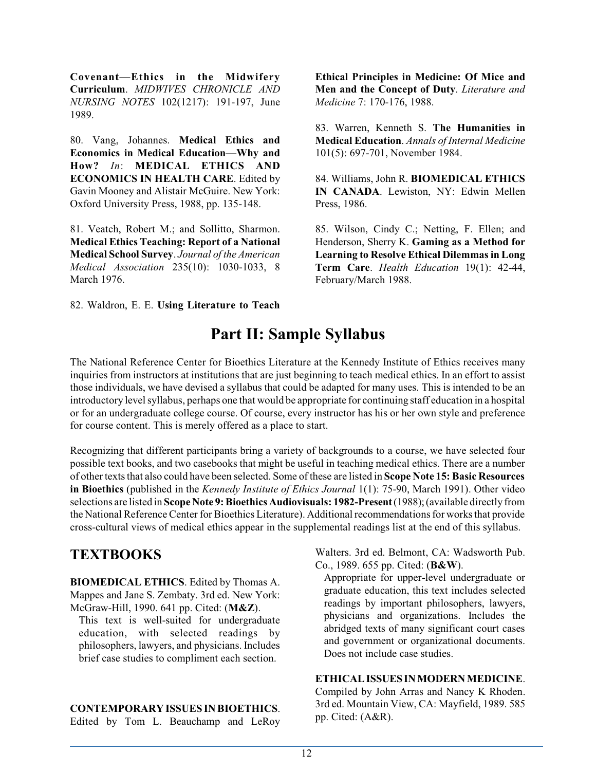**Covenant—Ethics in the Midwifery Curriculum**. *MIDWIVES CHRONICLE AND NURSING NOTES* 102(1217): 191-197, June 1989.

80. Vang, Johannes. **Medical Ethics and Economics in Medical Education—Why and How?** *In*: **MEDICAL ETHICS AND ECONOMICS IN HEALTH CARE**. Edited by Gavin Mooney and Alistair McGuire. New York: Oxford University Press, 1988, pp. 135-148.

81. Veatch, Robert M.; and Sollitto, Sharmon. **Medical Ethics Teaching: Report of a National Medical School Survey**. *Journal of the American Medical Association* 235(10): 1030-1033, 8 March 1976.

82. Waldron, E. E. **Using Literature to Teach Ethical Principles in Medicine: Of Mice and Men and the Concept of Duty**. *Literature and Medicine* 7: 170-176, 1988.

83. Warren, Kenneth S. **The Humanities in Medical Education**. *Annals of Internal Medicine* 101(5): 697-701, November 1984.

84. Williams, John R. **BIOMEDICAL ETHICS IN CANADA**. Lewiston, NY: Edwin Mellen Press, 1986.

85. Wilson, Cindy C.; Netting, F. Ellen; and Henderson, Sherry K. **Gaming as a Method for Learning to Resolve Ethical Dilemmas in Long Term Care**. *Health Education* 19(1): 42-44, February/March 1988.

# Part II: Sample Syllabus

The National Reference Center for Bioethics Literature at the Kennedy Institute of Ethics receives many inquiries from instructors at institutions that are just beginning to teach medical ethics. In an effort to assist those individuals, we have devised a syllabus that could be adapted for many uses. This is intended to be an introductory level syllabus, perhaps one that would be appropriate for continuing staff education in a hospital or for an undergraduate college course. Of course, every instructor has his or her own style and preference for course content. This is merely offered as a place to start.

Recognizing that different participants bring a variety of backgrounds to a course, we have selected four possible text books, and two casebooks that might be useful in teaching medical ethics. There are a number of other texts that also could have been selected. Some of these are listed in **Scope Note 15: Basic Resources in Bioethics** (published in the *Kennedy Institute of Ethics Journal* 1(1): 75-90, March 1991). Other video selections are listed in **Scope Note 9: Bioethics Audiovisuals: 1982-Present** (1988); (available directly from the National Reference Center for Bioethics Literature). Additional recommendations for works that provide cross-cultural views of medical ethics appear in the supplemental readings list at the end of this syllabus.

## TEXTBOOKS

**BIOMEDICAL ETHICS**. Edited by Thomas A. Mappes and Jane S. Zembaty. 3rd ed. New York: McGraw-Hill, 1990. 641 pp. Cited: (**M&Z**).

This text is well-suited for undergraduate education, with selected readings by philosophers, lawyers, and physicians. Includes brief case studies to compliment each section.

**CONTEMPORARY ISSUES IN BIOETHICS**. Edited by Tom L. Beauchamp and LeRoy Walters. 3rd ed. Belmont, CA: Wadsworth Pub. Co., 1989. 655 pp. Cited: (**B&W**).

Appropriate for upper-level undergraduate or graduate education, this text includes selected readings by important philosophers, lawyers, physicians and organizations. Includes the abridged texts of many significant court cases and government or organizational documents. Does not include case studies.

**ETHICAL ISSUES IN MODERN MEDICINE**. Compiled by John Arras and Nancy K Rhoden. 3rd ed. Mountain View, CA: Mayfield, 1989. 585 pp. Cited: (A&R).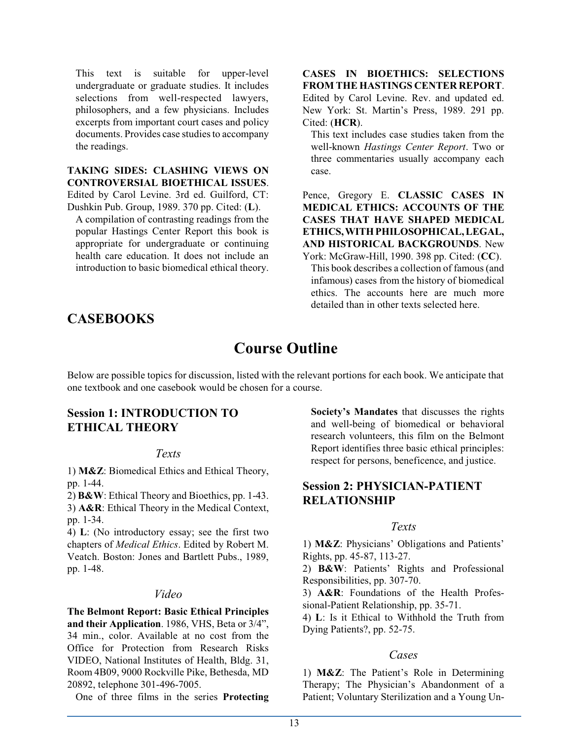This text is suitable for upper-level undergraduate or graduate studies. It includes selections from well-respected lawyers, philosophers, and a few physicians. Includes excerpts from important court cases and policy documents. Provides case studies to accompany the readings.

**TAKING SIDES: CLASHING VIEWS ON CONTROVERSIAL BIOETHICAL ISSUES**. Edited by Carol Levine. 3rd ed. Guilford, CT: Dushkin Pub. Group, 1989. 370 pp. Cited: (**L**).

A compilation of contrasting readings from the popular Hastings Center Report this book is appropriate for undergraduate or continuing health care education. It does not include an introduction to basic biomedical ethical theory.

## CASEBOOKS

**CASES IN BIOETHICS: SELECTIONS FROM THE HASTINGS CENTER REPORT**. Edited by Carol Levine. Rev. and updated ed. New York: St. Martin's Press, 1989. 291 pp. Cited: (**HCR**).

This text includes case studies taken from the well-known *Hastings Center Report*. Two or three commentaries usually accompany each case.

Pence, Gregory E. **CLASSIC CASES IN MEDICAL ETHICS: ACCOUNTS OF THE CASES THAT HAVE SHAPED MEDICAL ETHICS, WITH PHILOSOPHICAL, LEGAL, AND HISTORICAL BACKGROUNDS**. New York: McGraw-Hill, 1990. 398 pp. Cited: (**CC**).

This book describes a collection of famous (and infamous) cases from the history of biomedical ethics. The accounts here are much more detailed than in other texts selected here.

# Course Outline

Below are possible topics for discussion, listed with the relevant portions for each book. We anticipate that one textbook and one casebook would be chosen for a course.

## Session 1: INTRODUCTION TO ETHICAL THEORY

### *Texts*

1) **M&Z**: Biomedical Ethics and Ethical Theory, pp. 1-44.
2) **B&W**: Ethical Theory and Bioethics, pp. 1-43.
3) **A&R**: Ethical Theory in the Medical Context, pp. 1-34.
4) **L**: (No introductory essay; see the first two chapters of *Medical Ethics*. Edited by Robert M. Veatch. Boston: Jones and Bartlett Pubs., 1989, pp. 1-48.

### *Video*

**The Belmont Report: Basic Ethical Principles and their Application**. 1986, VHS, Beta or 3/4", 34 min., color. Available at no cost from the Office for Protection from Research Risks VIDEO, National Institutes of Health, Bldg. 31, Room 4B09, 9000 Rockville Pike, Bethesda, MD 20892, telephone 301-496-7005.

One of three films in the series **Protecting Society's Mandates** that discusses the rights and well-being of biomedical or behavioral research volunteers, this film on the Belmont Report identifies three basic ethical principles: respect for persons, beneficence, and justice.

## Session 2: PHYSICIAN-PATIENT RELATIONSHIP

### *Texts*

1) **M&Z**: Physicians' Obligations and Patients' Rights, pp. 45-87, 113-27.
2) **B&W**: Patients' Rights and Professional Responsibilities, pp. 307-70.
3) **A&R**: Foundations of the Health Professional-Patient Relationship, pp. 35-71.
4) **L**: Is it Ethical to Withhold the Truth from Dying Patients?, pp. 52-75.

### *Cases*

1) **M&Z**: The Patient's Role in Determining Therapy; The Physician's Abandonment of a Patient; Voluntary Sterilization and a Young Un-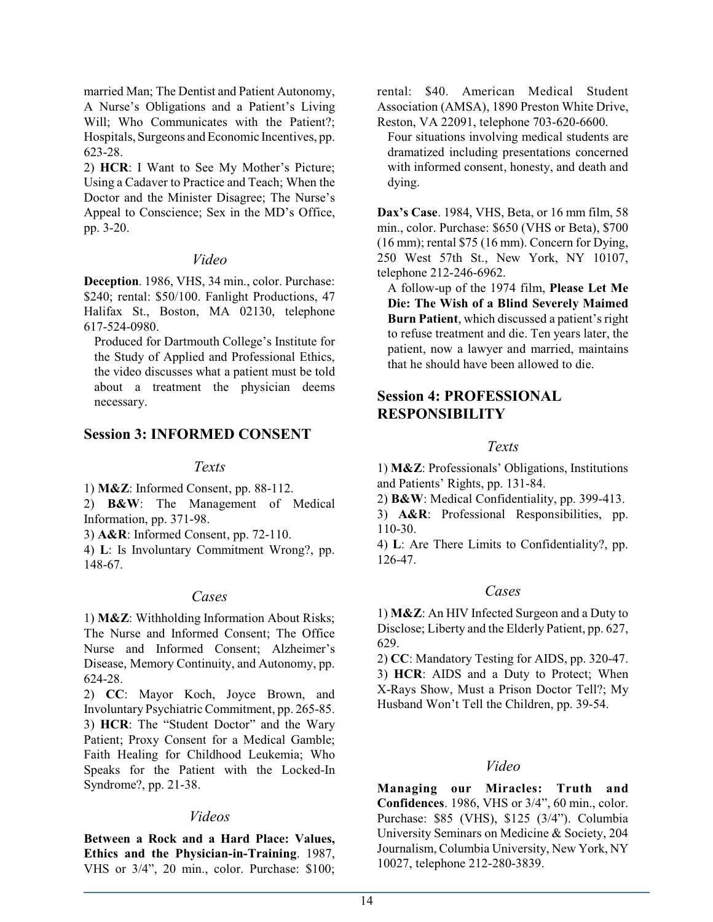married Man; The Dentist and Patient Autonomy, A Nurse's Obligations and a Patient's Living Will; Who Communicates with the Patient?; Hospitals, Surgeons and Economic Incentives, pp. 623-28.

2) **HCR**: I Want to See My Mother's Picture; Using a Cadaver to Practice and Teach; When the Doctor and the Minister Disagree; The Nurse's Appeal to Conscience; Sex in the MD's Office, pp. 3-20.

### *Video*

**Deception**. 1986, VHS, 34 min., color. Purchase: $240; rental: $50/100. Fanlight Productions, 47 Halifax St., Boston, MA 02130, telephone 617-524-0980.

Produced for Dartmouth College's Institute for the Study of Applied and Professional Ethics, the video discusses what a patient must be told about a treatment the physician deems necessary.

## Session 3: INFORMED CONSENT

### *Texts*

1) **M&Z**: Informed Consent, pp. 88-112.

2) **B&W**: The Management of Medical Information, pp. 371-98.

3) **A&R**: Informed Consent, pp. 72-110.

4) **L**: Is Involuntary Commitment Wrong?, pp. 148-67.

### *Cases*

1) **M&Z**: Withholding Information About Risks; The Nurse and Informed Consent; The Office Nurse and Informed Consent; Alzheimer's Disease, Memory Continuity, and Autonomy, pp. 624-28.

2) **CC**: Mayor Koch, Joyce Brown, and Involuntary Psychiatric Commitment, pp. 265-85.

3) **HCR**: The "Student Doctor" and the Wary Patient; Proxy Consent for a Medical Gamble; Faith Healing for Childhood Leukemia; Who Speaks for the Patient with the Locked-In Syndrome?, pp. 21-38.

### *Videos*

**Between a Rock and a Hard Place: Values, Ethics and the Physician-in-Training**. 1987, VHS or 3/4", 20 min., color. Purchase: $100; rental: $40. American Medical Student Association (AMSA), 1890 Preston White Drive, Reston, VA 22091, telephone 703-620-6600.

Four situations involving medical students are dramatized including presentations concerned with informed consent, honesty, and death and dying.

**Dax's Case**. 1984, VHS, Beta, or 16 mm film, 58 min., color. Purchase: $650 (VHS or Beta), $700 (16 mm); rental $75 (16 mm). Concern for Dying, 250 West 57th St., New York, NY 10107, telephone 212-246-6962.

A follow-up of the 1974 film, **Please Let Me Die: The Wish of a Blind Severely Maimed Burn Patient**, which discussed a patient's right to refuse treatment and die. Ten years later, the patient, now a lawyer and married, maintains that he should have been allowed to die.

## Session 4: PROFESSIONAL RESPONSIBILITY

### *Texts*

1) **M&Z**: Professionals' Obligations, Institutions and Patients' Rights, pp. 131-84.

2) **B&W**: Medical Confidentiality, pp. 399-413.

3) **A&R**: Professional Responsibilities, pp. 110-30.

4) **L**: Are There Limits to Confidentiality?, pp. 126-47.

### *Cases*

1) **M&Z**: An HIV Infected Surgeon and a Duty to Disclose; Liberty and the Elderly Patient, pp. 627, 629.

2) **CC**: Mandatory Testing for AIDS, pp. 320-47.

3) **HCR**: AIDS and a Duty to Protect; When X-Rays Show, Must a Prison Doctor Tell?; My Husband Won't Tell the Children, pp. 39-54.

### *Video*

**Managing our Miracles: Truth and Confidences**. 1986, VHS or 3/4", 60 min., color. Purchase: $85 (VHS), $125 (3/4"). Columbia University Seminars on Medicine & Society, 204 Journalism, Columbia University, New York, NY 10027, telephone 212-280-3839.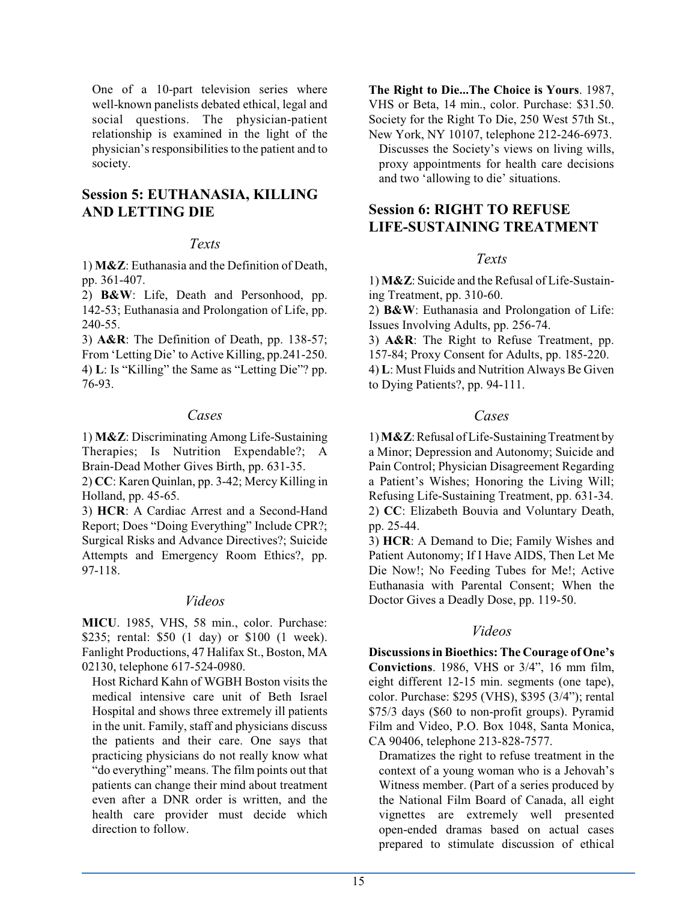One of a 10-part television series where well-known panelists debated ethical, legal and social questions. The physician-patient relationship is examined in the light of the physician's responsibilities to the patient and to society.

## Session 5: EUTHANASIA, KILLING AND LETTING DIE

### *Texts*

1) **M&Z**: Euthanasia and the Definition of Death, pp. 361-407.
2) **B&W**: Life, Death and Personhood, pp. 142-53; Euthanasia and Prolongation of Life, pp. 240-55.
3) **A&R**: The Definition of Death, pp. 138-57; From 'Letting Die' to Active Killing, pp.241-250.
4) **L**: Is "Killing" the Same as "Letting Die"? pp. 76-93.

### *Cases*

1) **M&Z**: Discriminating Among Life-Sustaining Therapies; Is Nutrition Expendable?; A Brain-Dead Mother Gives Birth, pp. 631-35.
2) **CC**: Karen Quinlan, pp. 3-42; Mercy Killing in Holland, pp. 45-65.
3) **HCR**: A Cardiac Arrest and a Second-Hand Report; Does "Doing Everything" Include CPR?; Surgical Risks and Advance Directives?; Suicide Attempts and Emergency Room Ethics?, pp. 97-118.

### *Videos*

**MICU**. 1985, VHS, 58 min., color. Purchase: $235; rental: $50 (1 day) or $100 (1 week). Fanlight Productions, 47 Halifax St., Boston, MA 02130, telephone 617-524-0980.

Host Richard Kahn of WGBH Boston visits the medical intensive care unit of Beth Israel Hospital and shows three extremely ill patients in the unit. Family, staff and physicians discuss the patients and their care. One says that practicing physicians do not really know what "do everything" means. The film points out that patients can change their mind about treatment even after a DNR order is written, and the health care provider must decide which direction to follow.

**The Right to Die...The Choice is Yours**. 1987, VHS or Beta, 14 min., color. Purchase: $31.50. Society for the Right To Die, 250 West 57th St., New York, NY 10107, telephone 212-246-6973.

Discusses the Society's views on living wills, proxy appointments for health care decisions and two 'allowing to die' situations.

## Session 6: RIGHT TO REFUSE LIFE-SUSTAINING TREATMENT

### *Texts*

1) **M&Z**: Suicide and the Refusal of Life-Sustaining Treatment, pp. 310-60.
2) **B&W**: Euthanasia and Prolongation of Life: Issues Involving Adults, pp. 256-74.
3) **A&R**: The Right to Refuse Treatment, pp. 157-84; Proxy Consent for Adults, pp. 185-220.
4) **L**: Must Fluids and Nutrition Always Be Given to Dying Patients?, pp. 94-111.

### *Cases*

1) **M&Z**: Refusal of Life-Sustaining Treatment by a Minor; Depression and Autonomy; Suicide and Pain Control; Physician Disagreement Regarding a Patient's Wishes; Honoring the Living Will; Refusing Life-Sustaining Treatment, pp. 631-34.
2) **CC**: Elizabeth Bouvia and Voluntary Death, pp. 25-44.
3) **HCR**: A Demand to Die; Family Wishes and Patient Autonomy; If I Have AIDS, Then Let Me Die Now!; No Feeding Tubes for Me!; Active Euthanasia with Parental Consent; When the Doctor Gives a Deadly Dose, pp. 119-50.

### *Videos*

**Discussions in Bioethics: The Courage of One's Convictions**. 1986, VHS or 3/4", 16 mm film, eight different 12-15 min. segments (one tape), color. Purchase: $295 (VHS), $395 (3/4"); rental $75/3 days ($60 to non-profit groups). Pyramid Film and Video, P.O. Box 1048, Santa Monica, CA 90406, telephone 213-828-7577.

Dramatizes the right to refuse treatment in the context of a young woman who is a Jehovah's Witness member. (Part of a series produced by the National Film Board of Canada, all eight vignettes are extremely well presented open-ended dramas based on actual cases prepared to stimulate discussion of ethical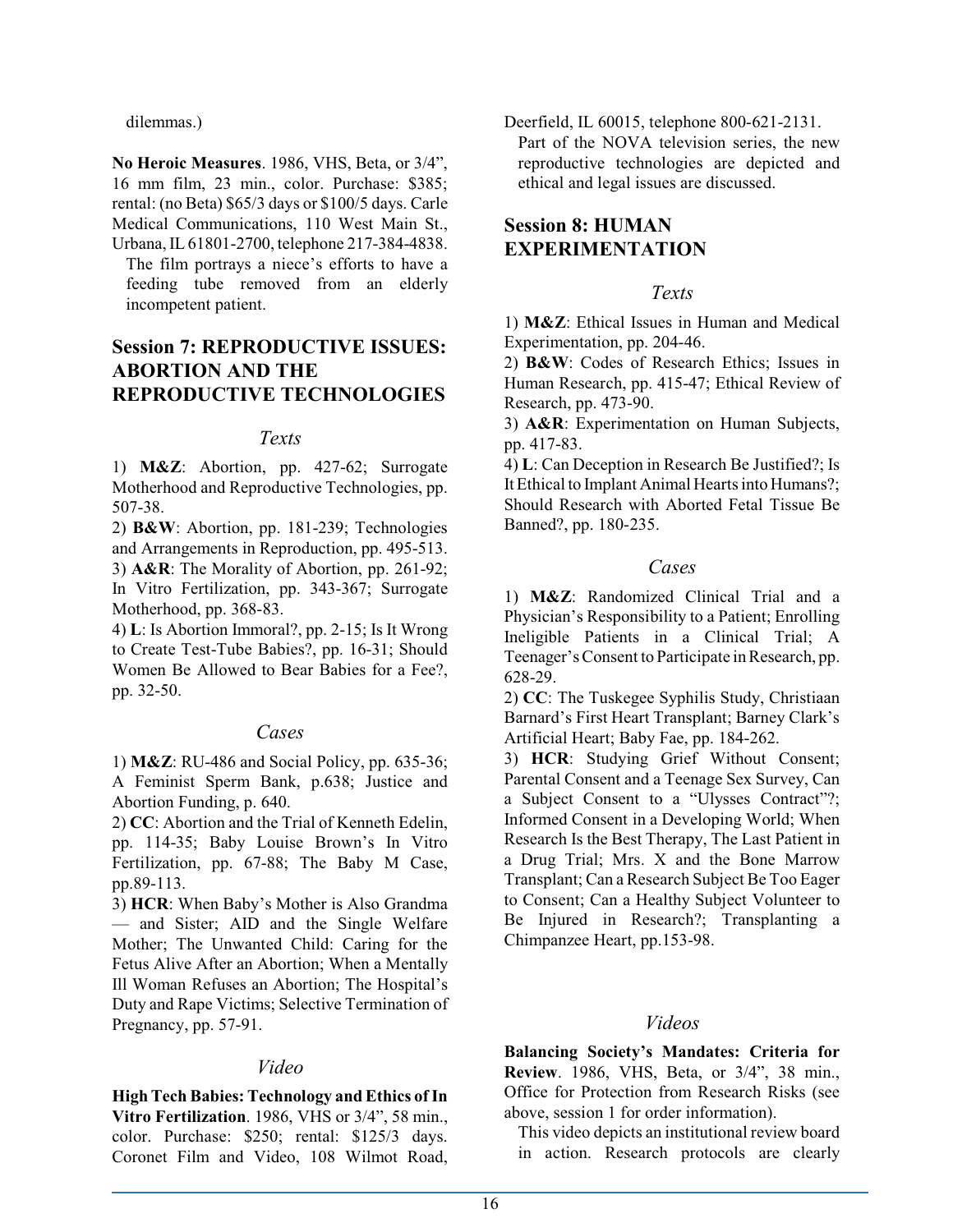dilemmas.)

**No Heroic Measures**. 1986, VHS, Beta, or 3/4", 16 mm film, 23 min., color. Purchase: $385; rental: (no Beta) $65/3 days or $100/5 days. Carle Medical Communications, 110 West Main St., Urbana, IL 61801-2700, telephone 217-384-4838.

The film portrays a niece's efforts to have a feeding tube removed from an elderly incompetent patient.

## Session 7: REPRODUCTIVE ISSUES: ABORTION AND THE REPRODUCTIVE TECHNOLOGIES

### *Texts*

1) **M&Z**: Abortion, pp. 427-62; Surrogate Motherhood and Reproductive Technologies, pp. 507-38.
2) **B&W**: Abortion, pp. 181-239; Technologies and Arrangements in Reproduction, pp. 495-513.
3) **A&R**: The Morality of Abortion, pp. 261-92; In Vitro Fertilization, pp. 343-367; Surrogate Motherhood, pp. 368-83.
4) **L**: Is Abortion Immoral?, pp. 2-15; Is It Wrong to Create Test-Tube Babies?, pp. 16-31; Should Women Be Allowed to Bear Babies for a Fee?, pp. 32-50.

### *Cases*

1) **M&Z**: RU-486 and Social Policy, pp. 635-36; A Feminist Sperm Bank, p.638; Justice and Abortion Funding, p. 640.
2) **CC**: Abortion and the Trial of Kenneth Edelin, pp. 114-35; Baby Louise Brown's In Vitro Fertilization, pp. 67-88; The Baby M Case, pp.89-113.
3) **HCR**: When Baby's Mother is Also Grandma — and Sister; AID and the Single Welfare Mother; The Unwanted Child: Caring for the Fetus Alive After an Abortion; When a Mentally Ill Woman Refuses an Abortion; The Hospital's Duty and Rape Victims; Selective Termination of Pregnancy, pp. 57-91.

### *Video*

**High Tech Babies: Technology and Ethics of In Vitro Fertilization**. 1986, VHS or 3/4", 58 min., color. Purchase: $250; rental: $125/3 days. Coronet Film and Video, 108 Wilmot Road, Deerfield, IL 60015, telephone 800-621-2131.

Part of the NOVA television series, the new reproductive technologies are depicted and ethical and legal issues are discussed.

## Session 8: HUMAN EXPERIMENTATION

### *Texts*

1) **M&Z**: Ethical Issues in Human and Medical Experimentation, pp. 204-46.
2) **B&W**: Codes of Research Ethics; Issues in Human Research, pp. 415-47; Ethical Review of Research, pp. 473-90.
3) **A&R**: Experimentation on Human Subjects, pp. 417-83.
4) **L**: Can Deception in Research Be Justified?; Is It Ethical to Implant Animal Hearts into Humans?; Should Research with Aborted Fetal Tissue Be Banned?, pp. 180-235.

### *Cases*

1) **M&Z**: Randomized Clinical Trial and a Physician's Responsibility to a Patient; Enrolling Ineligible Patients in a Clinical Trial; A Teenager's Consent to Participate in Research, pp. 628-29.
2) **CC**: The Tuskegee Syphilis Study, Christiaan Barnard's First Heart Transplant; Barney Clark's Artificial Heart; Baby Fae, pp. 184-262.
3) **HCR**: Studying Grief Without Consent; Parental Consent and a Teenage Sex Survey, Can a Subject Consent to a "Ulysses Contract"?; Informed Consent in a Developing World; When Research Is the Best Therapy, The Last Patient in a Drug Trial; Mrs. X and the Bone Marrow Transplant; Can a Research Subject Be Too Eager to Consent; Can a Healthy Subject Volunteer to Be Injured in Research?; Transplanting a Chimpanzee Heart, pp.153-98.

### *Videos*

**Balancing Society's Mandates: Criteria for Review**. 1986, VHS, Beta, or 3/4", 38 min., Office for Protection from Research Risks (see above, session 1 for order information).

This video depicts an institutional review board in action. Research protocols are clearly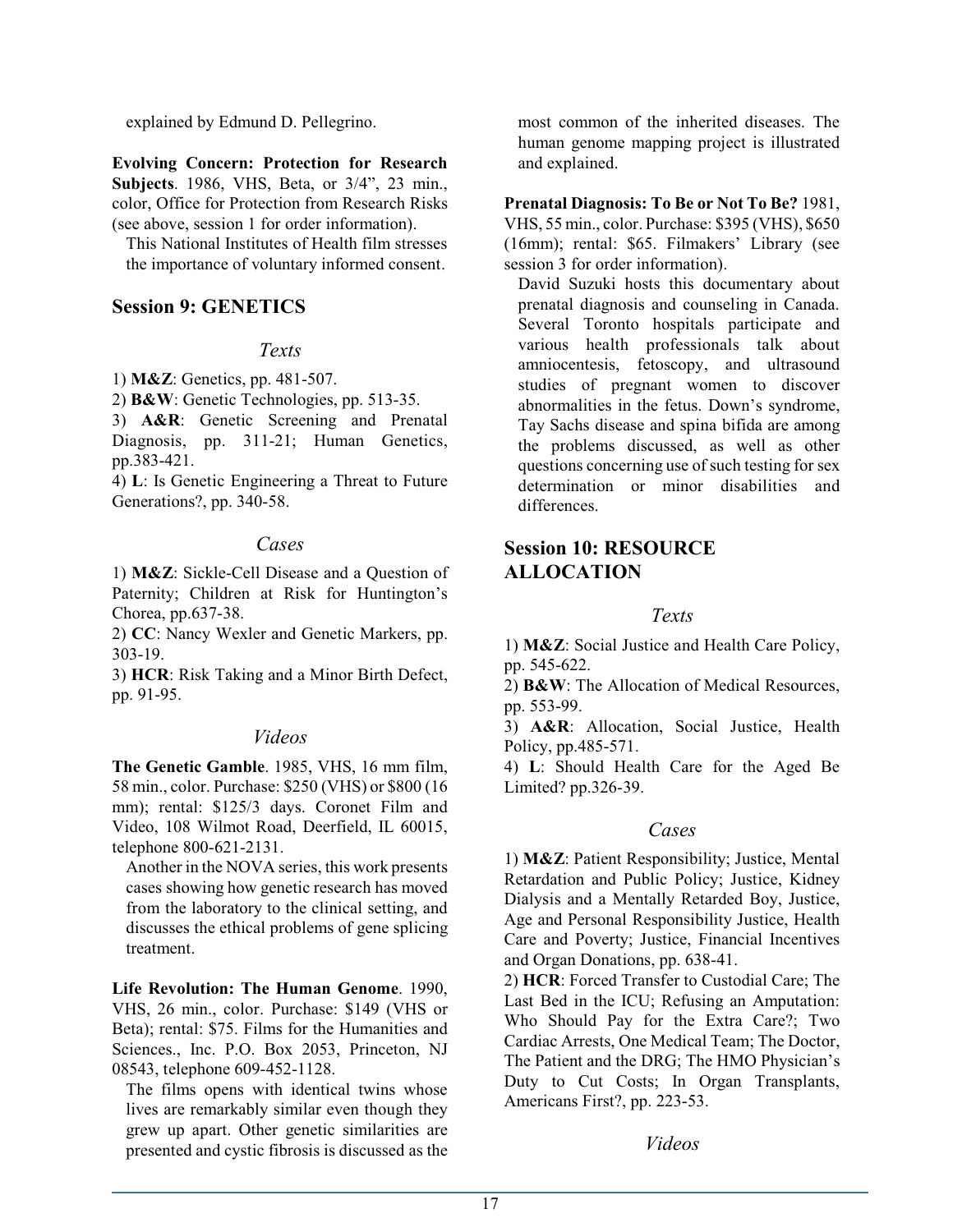explained by Edmund D. Pellegrino.

**Evolving Concern: Protection for Research Subjects**. 1986, VHS, Beta, or 3/4", 23 min., color, Office for Protection from Research Risks (see above, session 1 for order information).

This National Institutes of Health film stresses the importance of voluntary informed consent.

## Session 9: GENETICS

### *Texts*

1) **M&Z**: Genetics, pp. 481-507.
2) **B&W**: Genetic Technologies, pp. 513-35.
3) **A&R**: Genetic Screening and Prenatal Diagnosis, pp. 311-21; Human Genetics, pp.383-421.
4) **L**: Is Genetic Engineering a Threat to Future Generations?, pp. 340-58.

### *Cases*

1) **M&Z**: Sickle-Cell Disease and a Question of Paternity; Children at Risk for Huntington's Chorea, pp.637-38.
2) **CC**: Nancy Wexler and Genetic Markers, pp. 303-19.
3) **HCR**: Risk Taking and a Minor Birth Defect, pp. 91-95.

### *Videos*

**The Genetic Gamble**. 1985, VHS, 16 mm film, 58 min., color. Purchase: $250 (VHS) or $800 (16 mm); rental: $125/3 days. Coronet Film and Video, 108 Wilmot Road, Deerfield, IL 60015, telephone 800-621-2131.

Another in the NOVA series, this work presents cases showing how genetic research has moved from the laboratory to the clinical setting, and discusses the ethical problems of gene splicing treatment.

**Life Revolution: The Human Genome**. 1990, VHS, 26 min., color. Purchase: $149 (VHS or Beta); rental: $75. Films for the Humanities and Sciences., Inc. P.O. Box 2053, Princeton, NJ 08543, telephone 609-452-1128.

The films opens with identical twins whose lives are remarkably similar even though they grew up apart. Other genetic similarities are presented and cystic fibrosis is discussed as the most common of the inherited diseases. The human genome mapping project is illustrated and explained.

**Prenatal Diagnosis: To Be or Not To Be?** 1981, VHS, 55 min., color. Purchase: $395 (VHS), $650 (16mm); rental: $65. Filmakers' Library (see session 3 for order information).

David Suzuki hosts this documentary about prenatal diagnosis and counseling in Canada. Several Toronto hospitals participate and various health professionals talk about amniocentesis, fetoscopy, and ultrasound studies of pregnant women to discover abnormalities in the fetus. Down's syndrome, Tay Sachs disease and spina bifida are among the problems discussed, as well as other questions concerning use of such testing for sex determination or minor disabilities and differences.

## Session 10: RESOURCE ALLOCATION

### *Texts*

1) **M&Z**: Social Justice and Health Care Policy, pp. 545-622.
2) **B&W**: The Allocation of Medical Resources, pp. 553-99.
3) **A&R**: Allocation, Social Justice, Health Policy, pp.485-571.
4) **L**: Should Health Care for the Aged Be Limited? pp.326-39.

### *Cases*

1) **M&Z**: Patient Responsibility; Justice, Mental Retardation and Public Policy; Justice, Kidney Dialysis and a Mentally Retarded Boy, Justice, Age and Personal Responsibility Justice, Health Care and Poverty; Justice, Financial Incentives and Organ Donations, pp. 638-41.
2) **HCR**: Forced Transfer to Custodial Care; The Last Bed in the ICU; Refusing an Amputation: Who Should Pay for the Extra Care?; Two Cardiac Arrests, One Medical Team; The Doctor, The Patient and the DRG; The HMO Physician's Duty to Cut Costs; In Organ Transplants, Americans First?, pp. 223-53.

### *Videos*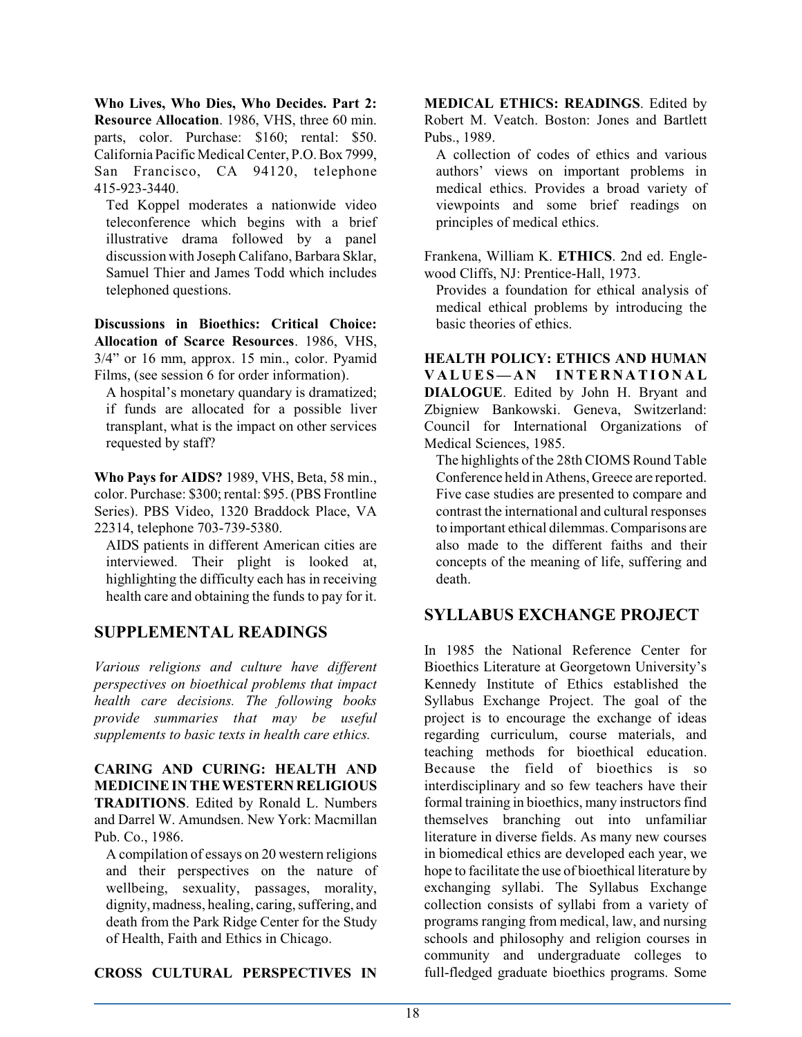**Who Lives, Who Dies, Who Decides. Part 2: Resource Allocation**. 1986, VHS, three 60 min. parts, color. Purchase: $160; rental: $50. California Pacific Medical Center, P.O. Box 7999, San Francisco, CA 94120, telephone 415-923-3440.

Ted Koppel moderates a nationwide video teleconference which begins with a brief illustrative drama followed by a panel discussion with Joseph Califano, Barbara Sklar, Samuel Thier and James Todd which includes telephoned questions.

**Discussions in Bioethics: Critical Choice: Allocation of Scarce Resources**. 1986, VHS, 3/4" or 16 mm, approx. 15 min., color. Pyamid Films, (see session 6 for order information).

A hospital's monetary quandary is dramatized; if funds are allocated for a possible liver transplant, what is the impact on other services requested by staff?

**Who Pays for AIDS?** 1989, VHS, Beta, 58 min., color. Purchase: $300; rental: $95. (PBS Frontline Series). PBS Video, 1320 Braddock Place, VA 22314, telephone 703-739-5380.

AIDS patients in different American cities are interviewed. Their plight is looked at, highlighting the difficulty each has in receiving health care and obtaining the funds to pay for it.

## SUPPLEMENTAL READINGS

*Various religions and culture have different perspectives on bioethical problems that impact health care decisions. The following books provide summaries that may be useful supplements to basic texts in health care ethics.*

**CARING AND CURING: HEALTH AND MEDICINE IN THE WESTERN RELIGIOUS TRADITIONS**. Edited by Ronald L. Numbers and Darrel W. Amundsen. New York: Macmillan Pub. Co., 1986.

A compilation of essays on 20 western religions and their perspectives on the nature of wellbeing, sexuality, passages, morality, dignity, madness, healing, caring, suffering, and death from the Park Ridge Center for the Study of Health, Faith and Ethics in Chicago.

**CROSS CULTURAL PERSPECTIVES IN MEDICAL ETHICS: READINGS**. Edited by Robert M. Veatch. Boston: Jones and Bartlett Pubs., 1989.

A collection of codes of ethics and various authors' views on important problems in medical ethics. Provides a broad variety of viewpoints and some brief readings on principles of medical ethics.

Frankena, William K. **ETHICS**. 2nd ed. Englewood Cliffs, NJ: Prentice-Hall, 1973.

Provides a foundation for ethical analysis of medical ethical problems by introducing the basic theories of ethics.

**HEALTH POLICY: ETHICS AND HUMAN VALUES—AN INTERNATIONAL DIALOGUE**. Edited by John H. Bryant and Zbigniew Bankowski. Geneva, Switzerland: Council for International Organizations of Medical Sciences, 1985.

The highlights of the 28th CIOMS Round Table Conference held in Athens, Greece are reported. Five case studies are presented to compare and contrast the international and cultural responses to important ethical dilemmas. Comparisons are also made to the different faiths and their concepts of the meaning of life, suffering and death.

## SYLLABUS EXCHANGE PROJECT

In 1985 the National Reference Center for Bioethics Literature at Georgetown University's Kennedy Institute of Ethics established the Syllabus Exchange Project. The goal of the project is to encourage the exchange of ideas regarding curriculum, course materials, and teaching methods for bioethical education. Because the field of bioethics is so interdisciplinary and so few teachers have their formal training in bioethics, many instructors find themselves branching out into unfamiliar literature in diverse fields. As many new courses in biomedical ethics are developed each year, we hope to facilitate the use of bioethical literature by exchanging syllabi. The Syllabus Exchange collection consists of syllabi from a variety of programs ranging from medical, law, and nursing schools and philosophy and religion courses in community and undergraduate colleges to full-fledged graduate bioethics programs. Some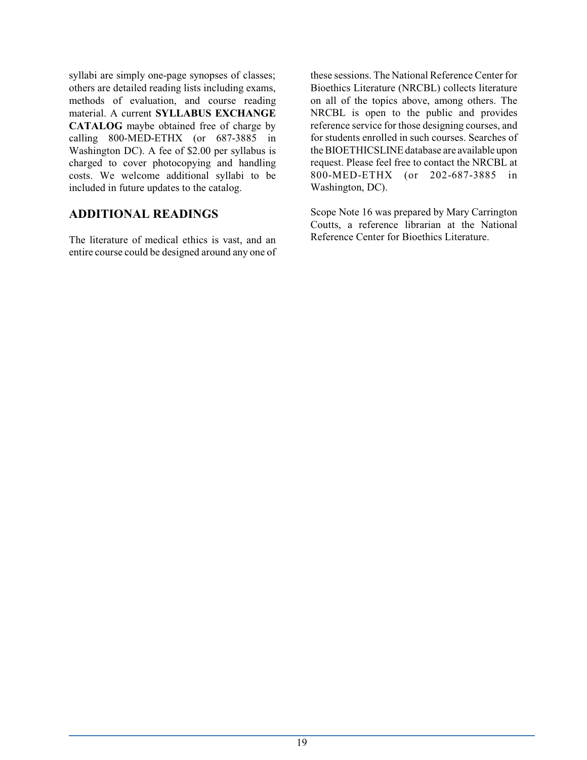syllabi are simply one-page synopses of classes; others are detailed reading lists including exams, methods of evaluation, and course reading material. A current **SYLLABUS EXCHANGE CATALOG** maybe obtained free of charge by calling 800-MED-ETHX (or 687-3885 in Washington DC). A fee of $2.00 per syllabus is charged to cover photocopying and handling costs. We welcome additional syllabi to be included in future updates to the catalog.

## ADDITIONAL READINGS

The literature of medical ethics is vast, and an entire course could be designed around any one of these sessions. The National Reference Center for Bioethics Literature (NRCBL) collects literature on all of the topics above, among others. The NRCBL is open to the public and provides reference service for those designing courses, and for students enrolled in such courses. Searches of the BIOETHICSLINE database are available upon request. Please feel free to contact the NRCBL at 800-MED-ETHX (or 202-687-3885 in Washington, DC).

Scope Note 16 was prepared by Mary Carrington Coutts, a reference librarian at the National Reference Center for Bioethics Literature.